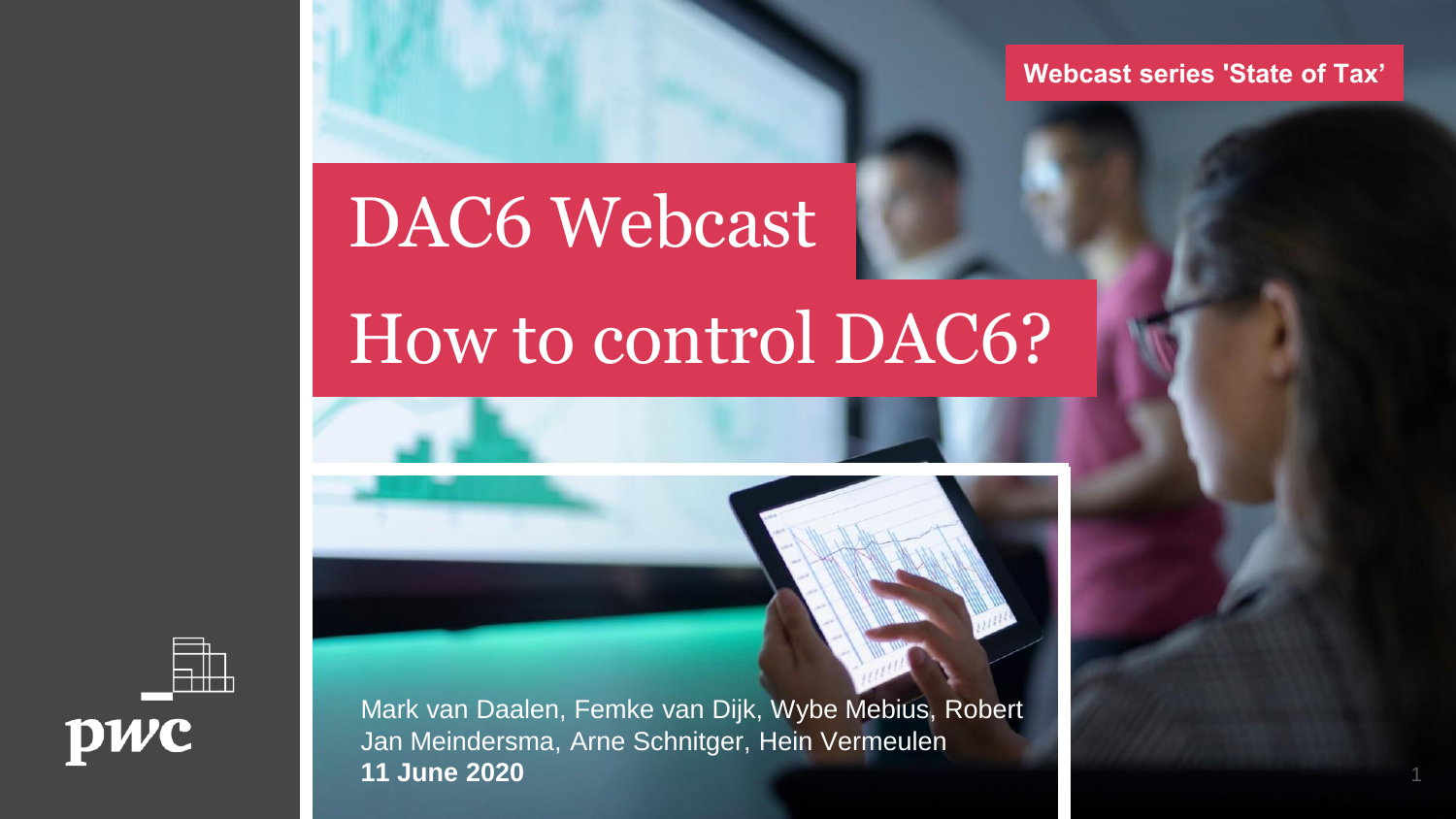Webcast series 'State of Tax'

# DAC6 Webcast

# How to control DAC6?

Mark van Daalen, Femke van Dijk, Wybe Mebius, Robert Jan Meindersma, Arne Schnitger, Hein Vermeulen

**11 June 2020**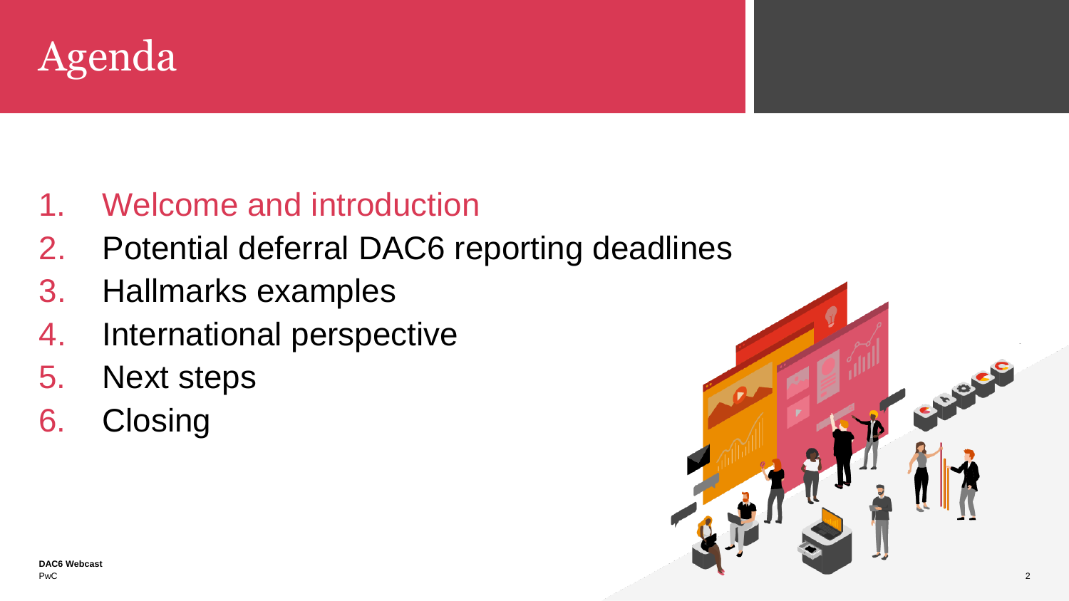# Agenda

1. Welcome and introduction
2. Potential deferral DAC6 reporting deadlines
3. Hallmarks examples
4. International perspective
5. Next steps
6. Closing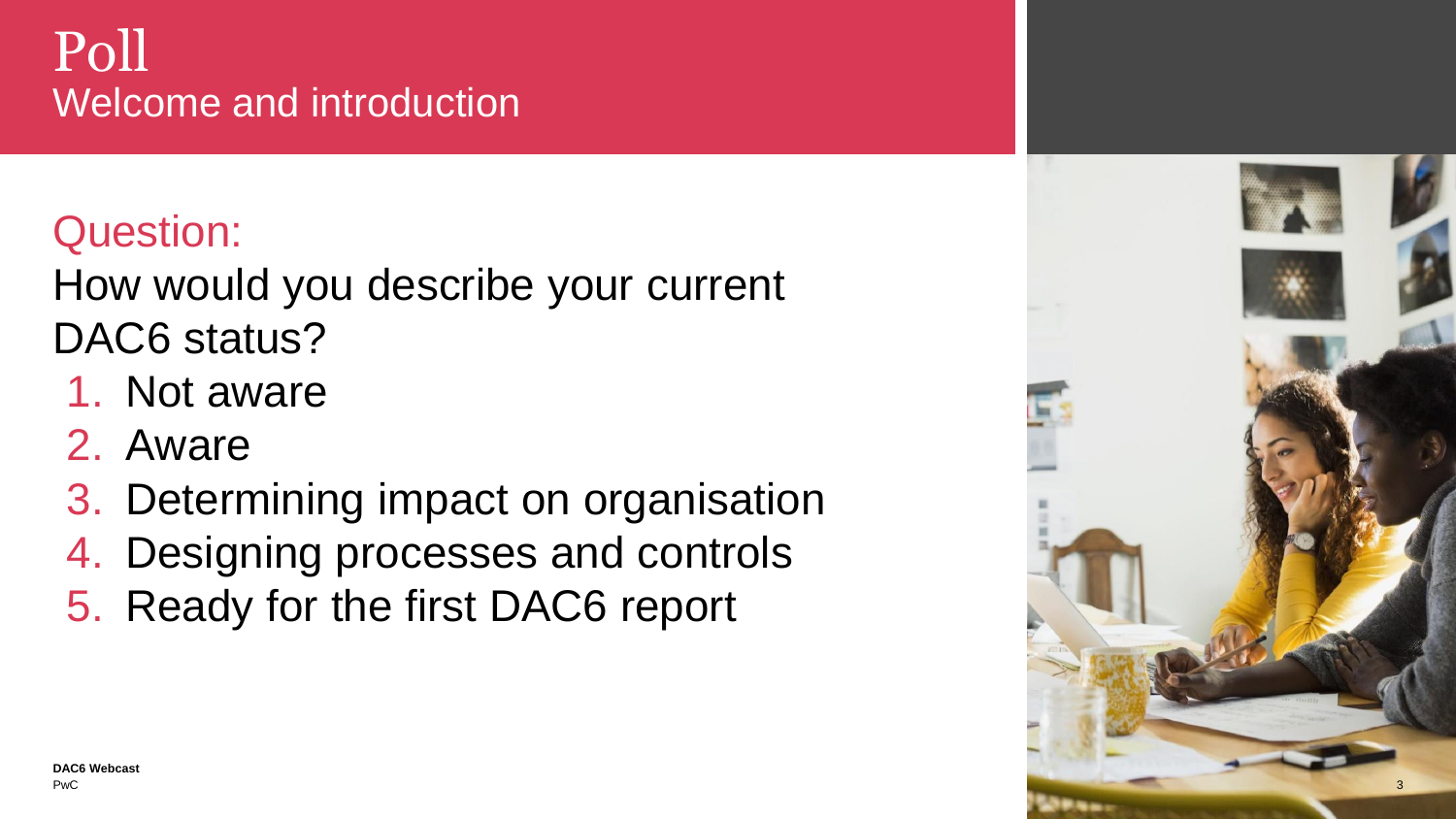# Poll

## Welcome and introduction

Question:

How would you describe your current DAC6 status?

1. Not aware
2. Aware
3. Determining impact on organisation
4. Designing processes and controls
5. Ready for the first DAC6 report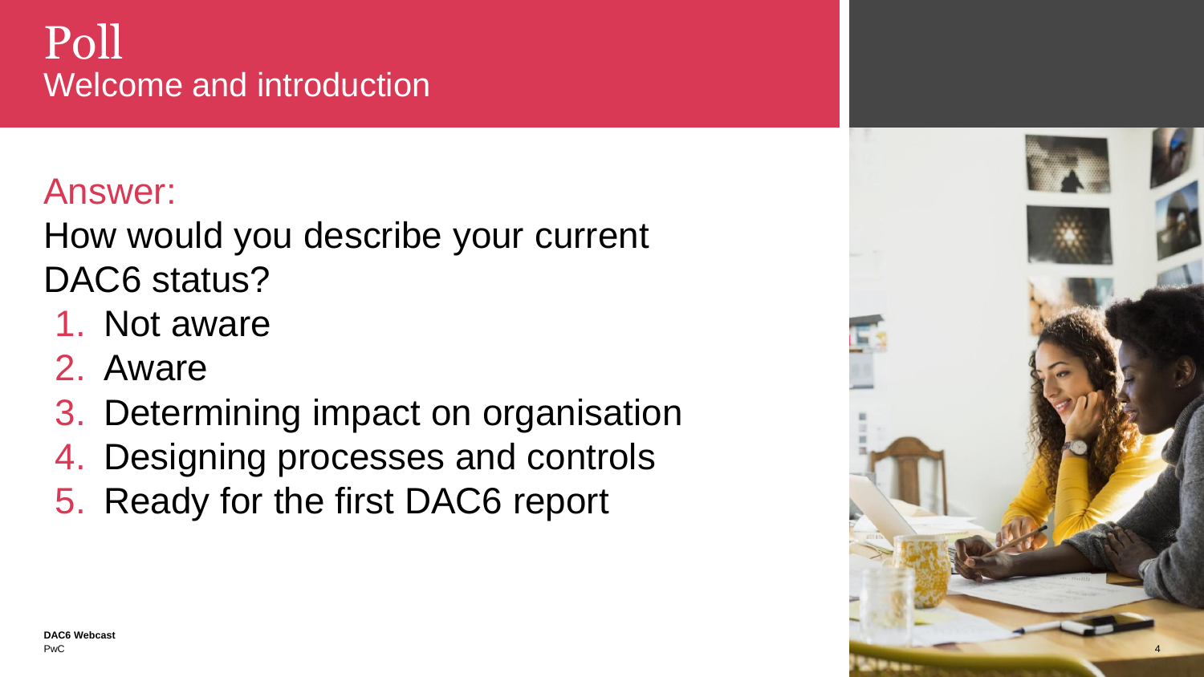# Poll

## Welcome and introduction

Answer:

How would you describe your current DAC6 status?

1. Not aware
2. Aware
3. Determining impact on organisation
4. Designing processes and controls
5. Ready for the first DAC6 report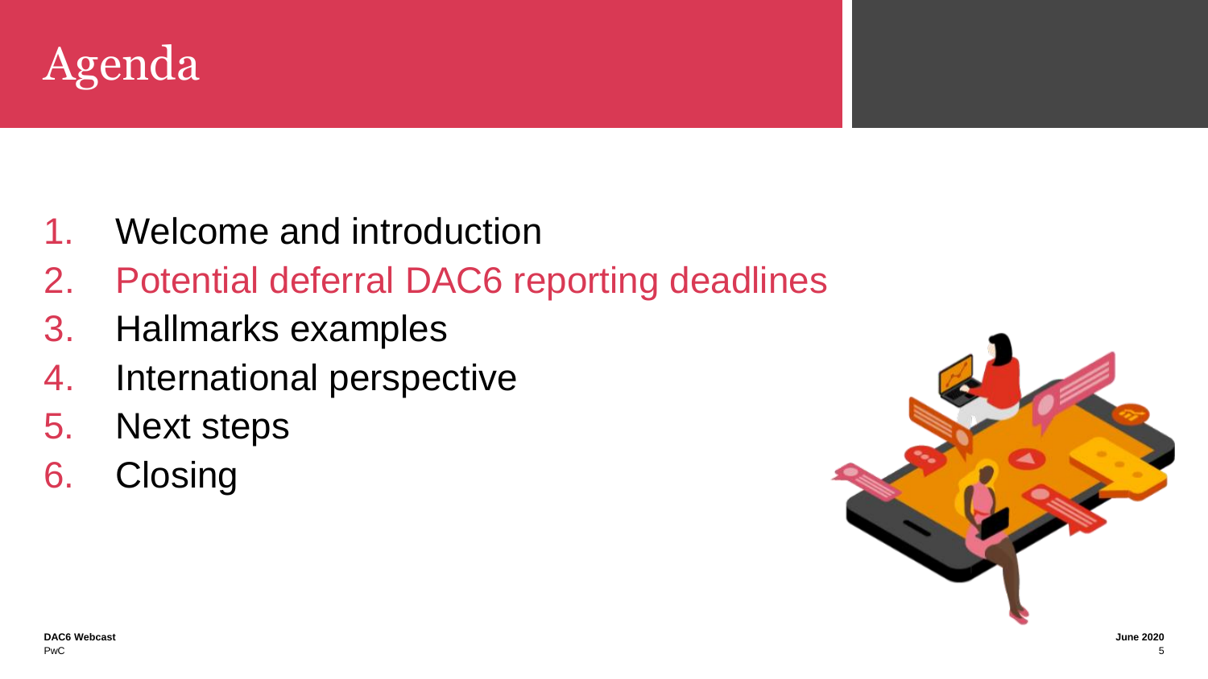# Agenda

1. Welcome and introduction
2. Potential deferral DAC6 reporting deadlines
3. Hallmarks examples
4. International perspective
5. Next steps
6. Closing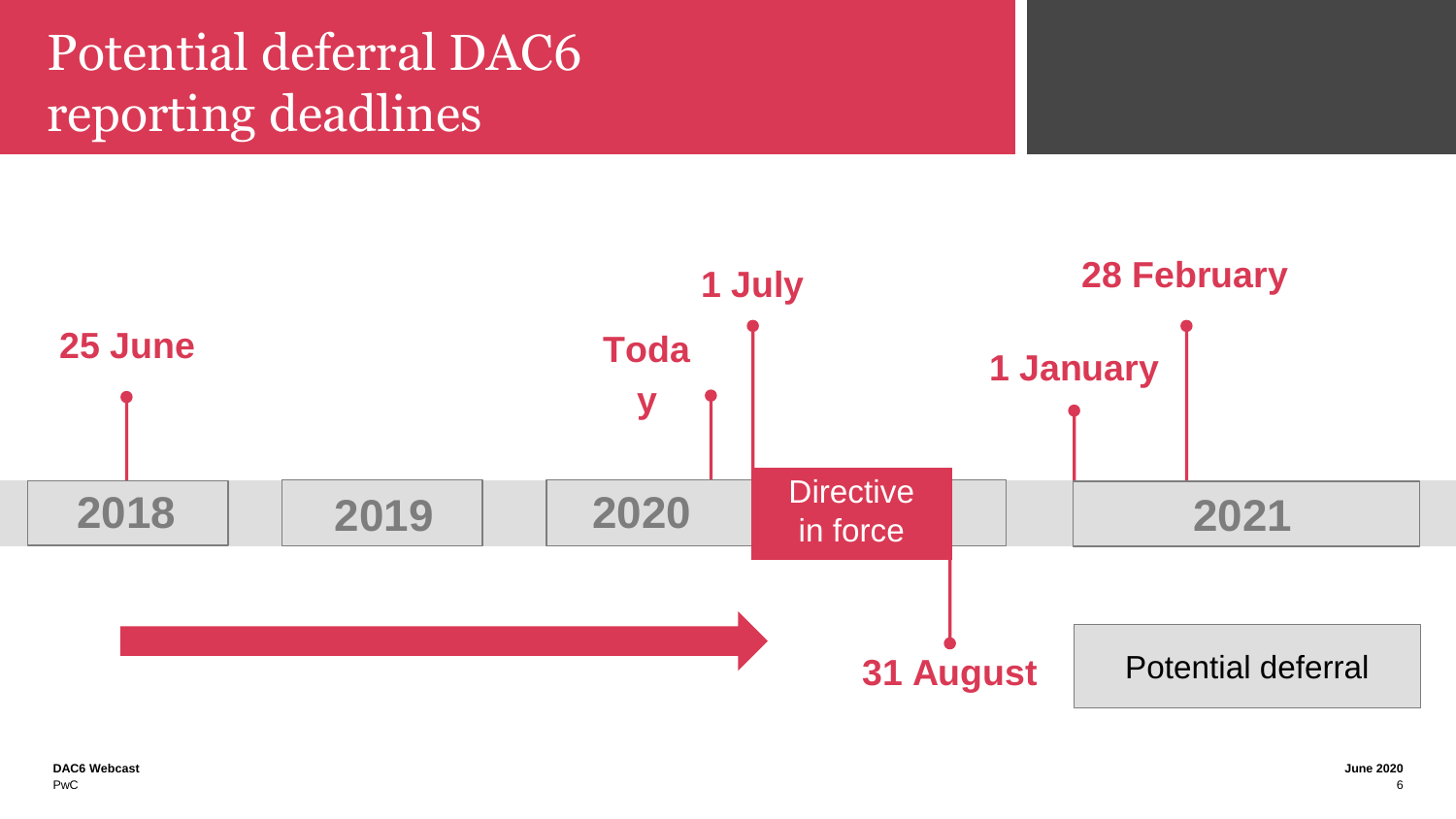# Potential deferral DAC6 reporting deadlines

25 June

2018

2019

Today

2020

1 July

Directive in force

31 August

1 January

28 February

2021

Potential deferral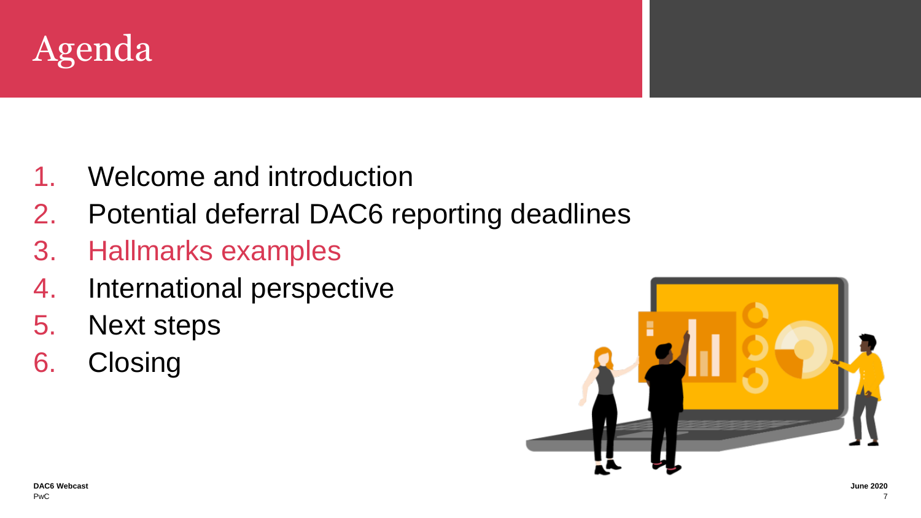# Agenda

1. Welcome and introduction
2. Potential deferral DAC6 reporting deadlines
3. Hallmarks examples
4. International perspective
5. Next steps
6. Closing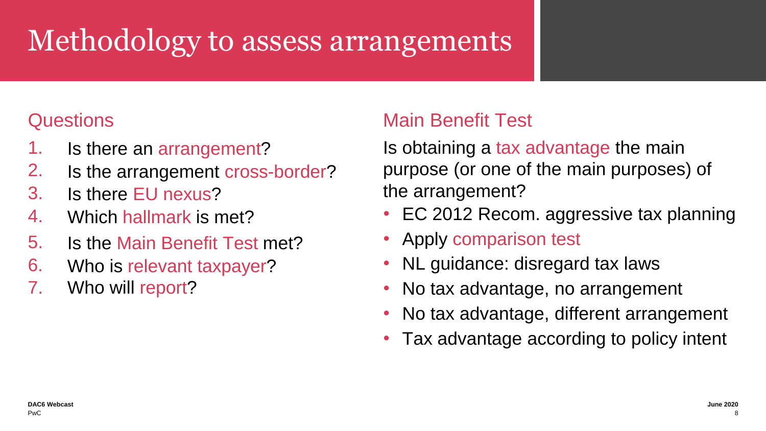# Methodology to assess arrangements

## Questions

1. Is there an arrangement?
2. Is the arrangement cross-border?
3. Is there EU nexus?
4. Which hallmark is met?
5. Is the Main Benefit Test met?
6. Who is relevant taxpayer?
7. Who will report?

## Main Benefit Test

Is obtaining a tax advantage the main purpose (or one of the main purposes) of the arrangement?

- EC 2012 Recom. aggressive tax planning
- Apply comparison test
- NL guidance: disregard tax laws
- No tax advantage, no arrangement
- No tax advantage, different arrangement
- Tax advantage according to policy intent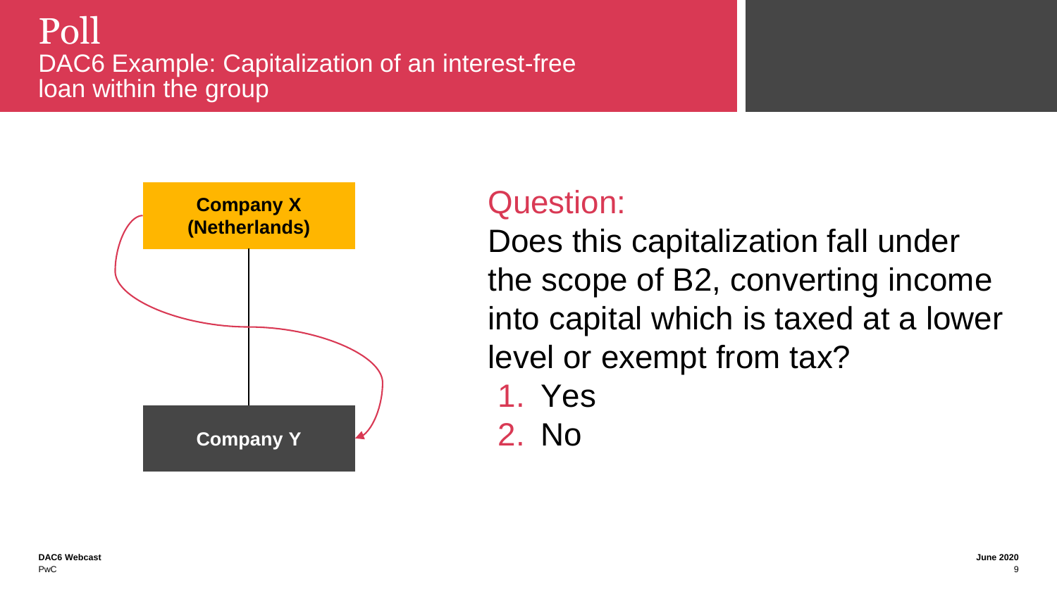# Poll

## DAC6 Example: Capitalization of an interest-free loan within the group

Company X (Netherlands)

Company Y

## Question:

Does this capitalization fall under the scope of B2, converting income into capital which is taxed at a lower level or exempt from tax?

1. Yes
2. No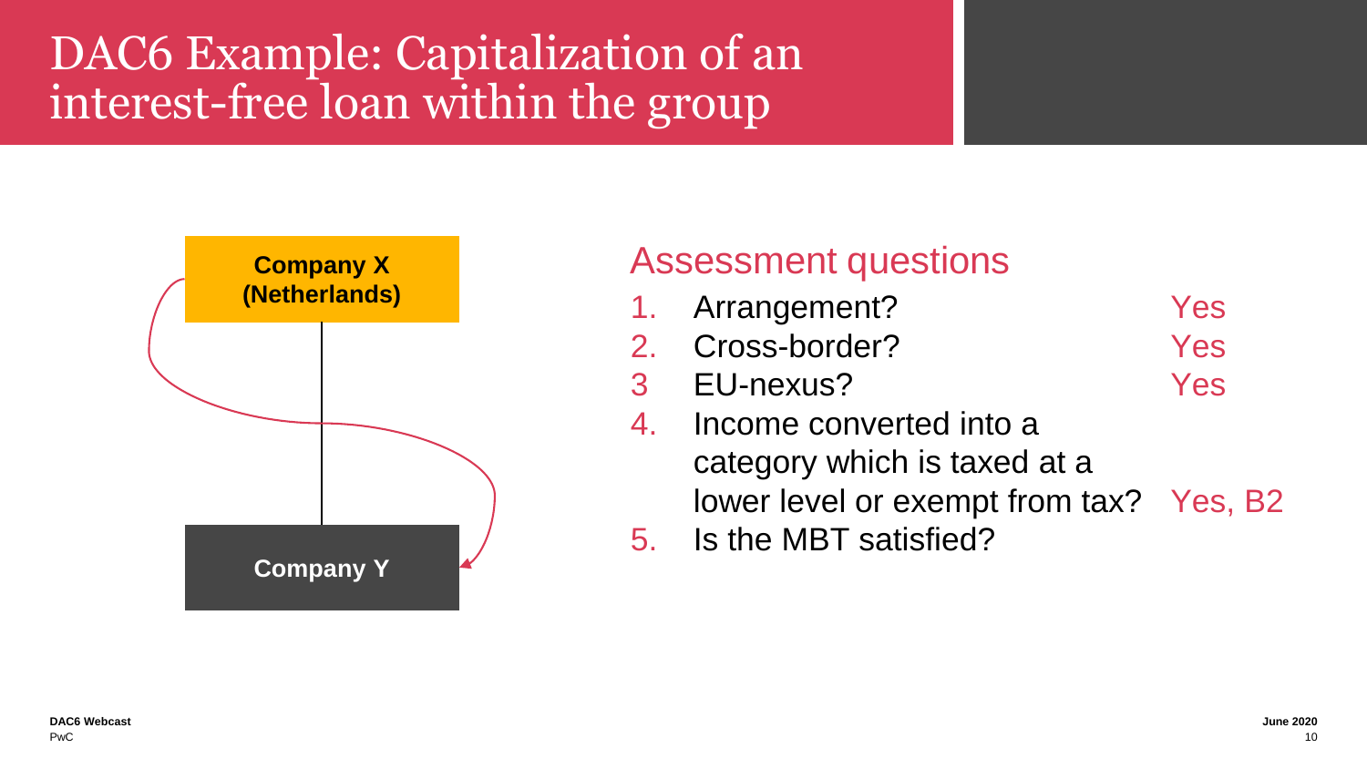# DAC6 Example: Capitalization of an interest-free loan within the group

Company X (Netherlands)

Company Y

## Assessment questions

1. Arrangement? Yes
2. Cross-border? Yes
3. EU-nexus? Yes
4. Income converted into a category which is taxed at a lower level or exempt from tax? Yes, B2
5. Is the MBT satisfied?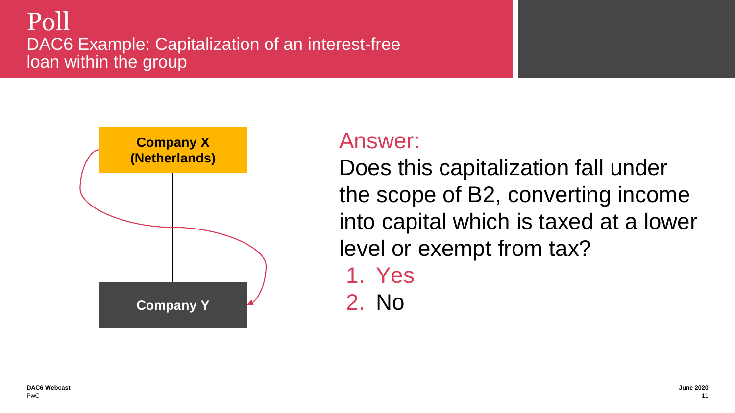# Poll

## DAC6 Example: Capitalization of an interest-free loan within the group

**Company X (Netherlands)**

**Company Y**

Answer:

Does this capitalization fall under the scope of B2, converting income into capital which is taxed at a lower level or exempt from tax?

1. Yes
2. No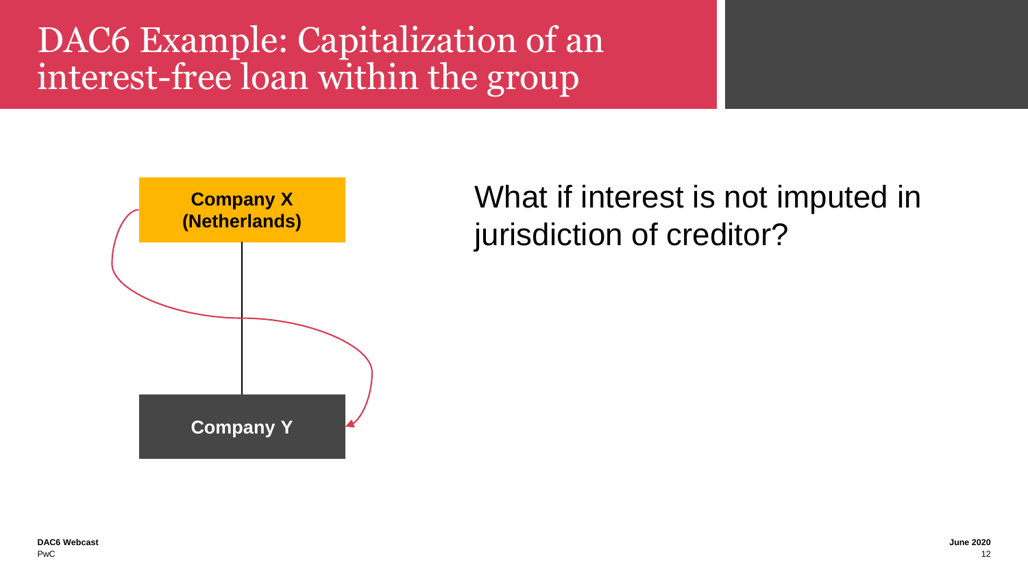# DAC6 Example: Capitalization of an interest-free loan within the group

**Company X (Netherlands)**

**Company Y**

What if interest is not imputed in jurisdiction of creditor?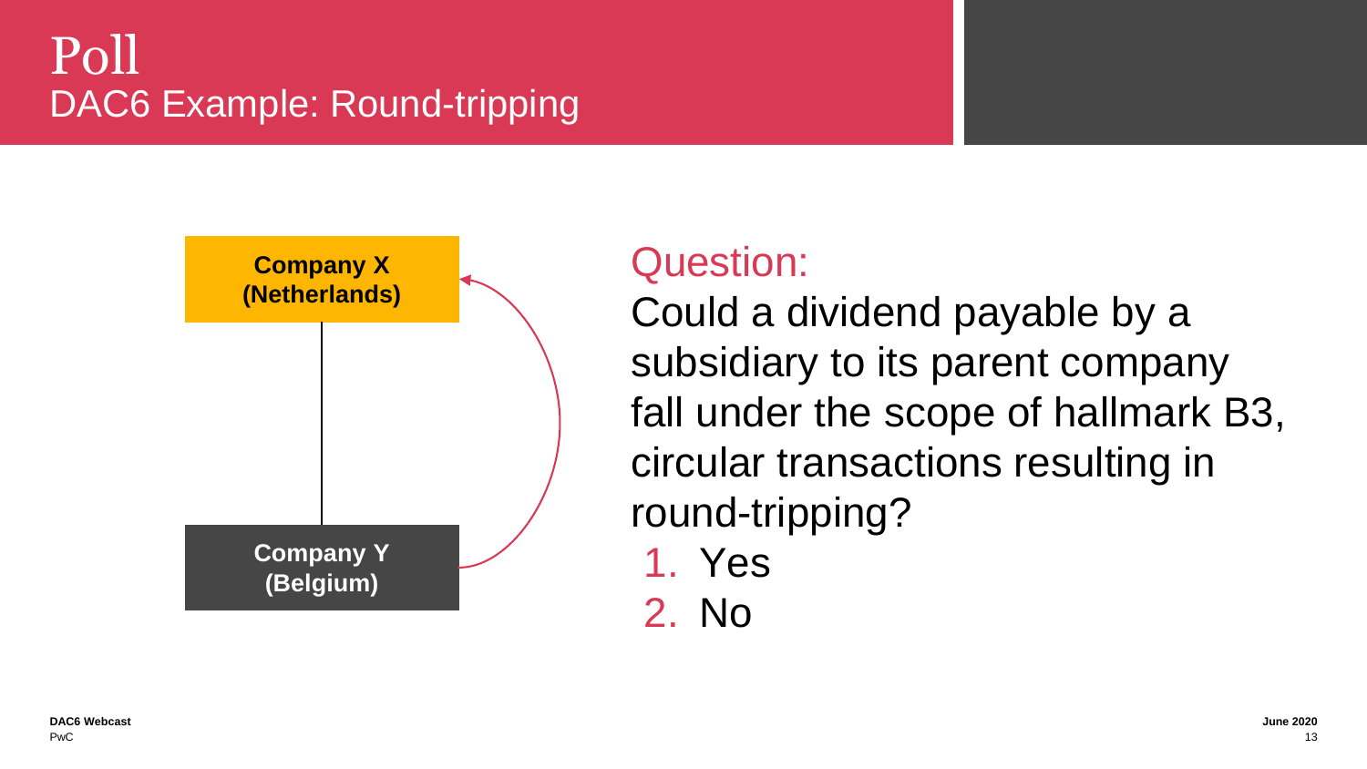# Poll

## DAC6 Example: Round-tripping

Company X (Netherlands)

Company Y (Belgium)

### Question:

Could a dividend payable by a subsidiary to its parent company fall under the scope of hallmark B3, circular transactions resulting in round-tripping?

1. Yes
2. No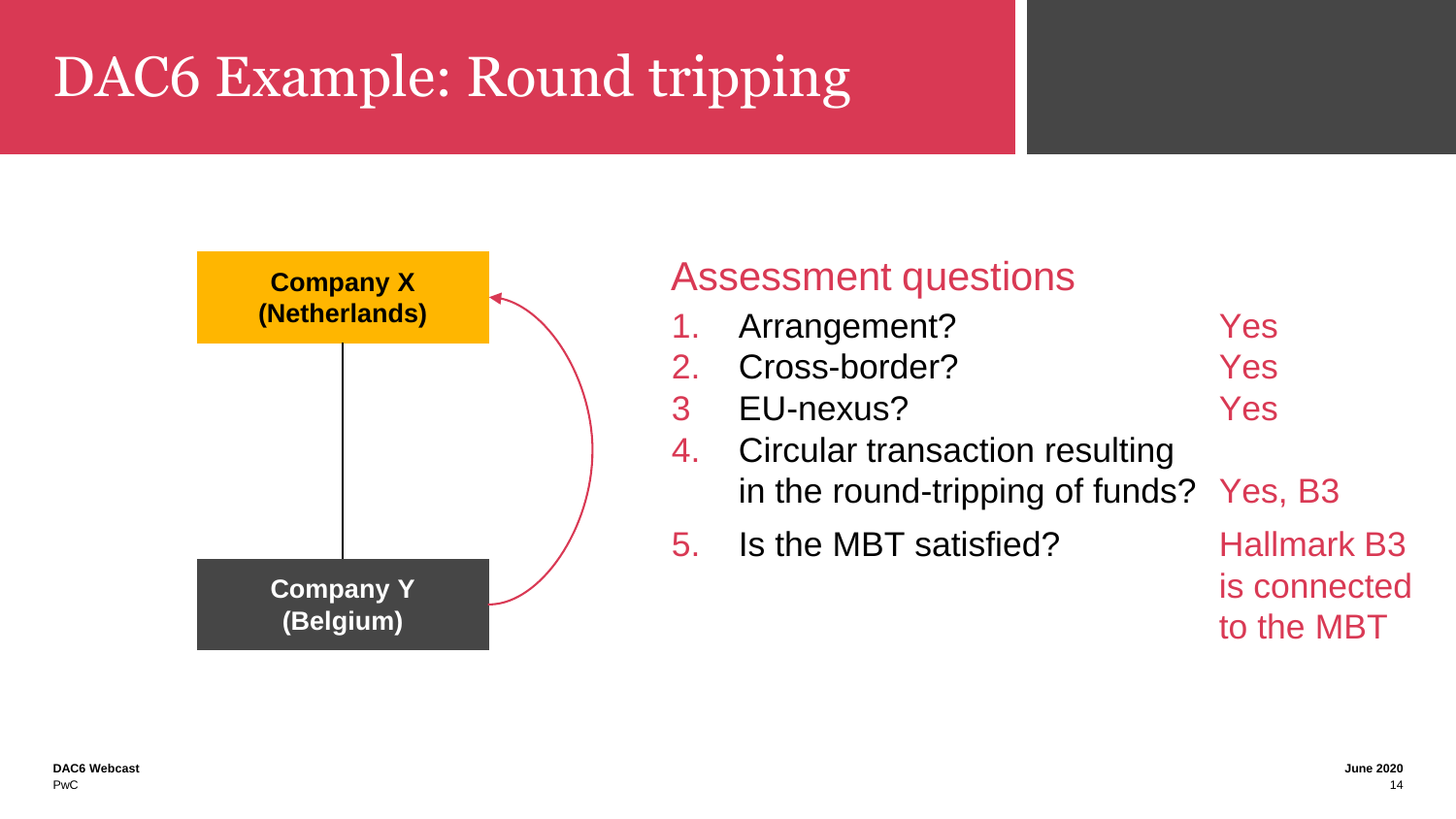# DAC6 Example: Round tripping

**Company X (Netherlands)**

**Company Y (Belgium)**

## Assessment questions

1. Arrangement? — Yes
2. Cross-border? — Yes
3. EU-nexus? — Yes
4. Circular transaction resulting in the round-tripping of funds? — Yes, B3
5. Is the MBT satisfied? — Hallmark B3 is connected to the MBT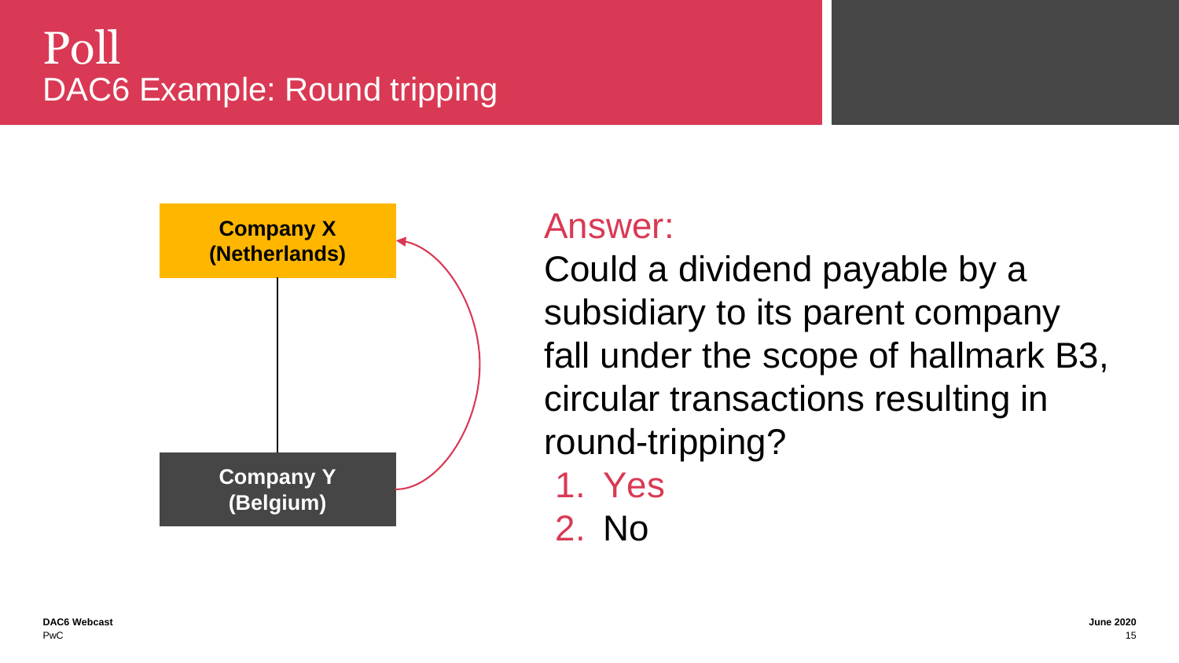# Poll

## DAC6 Example: Round tripping

**Company X (Netherlands)**

**Company Y (Belgium)**

### Answer:

Could a dividend payable by a subsidiary to its parent company fall under the scope of hallmark B3, circular transactions resulting in round-tripping?

1. Yes
2. No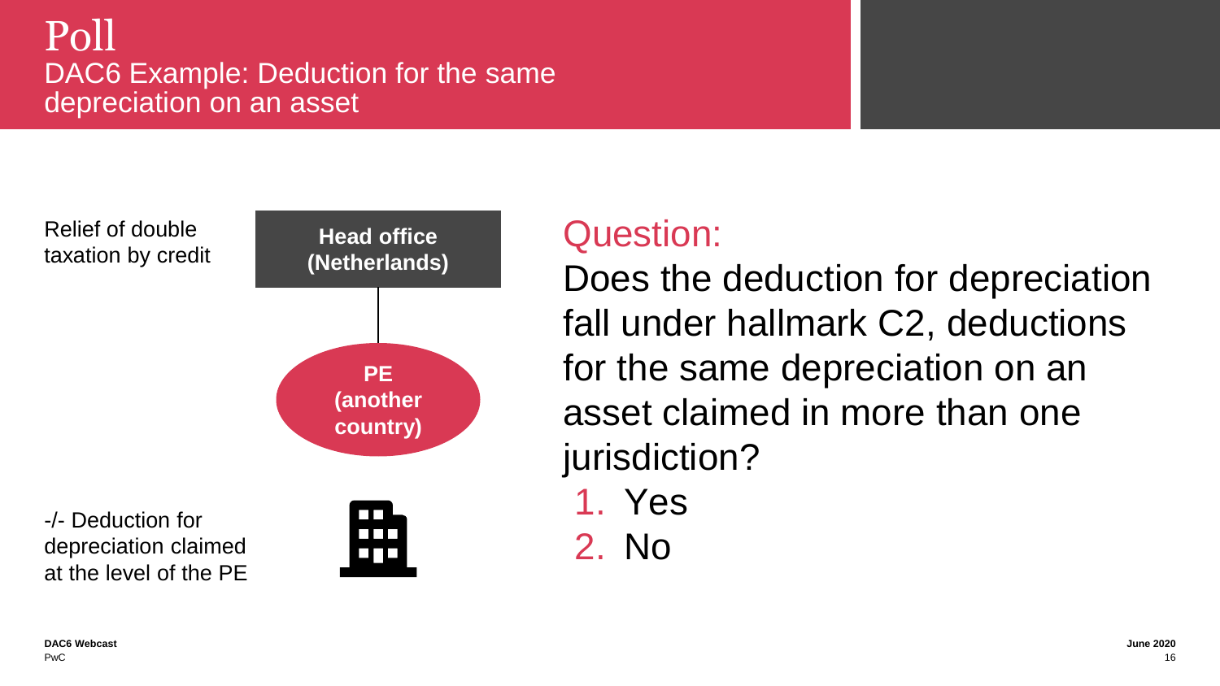# Poll

## DAC6 Example: Deduction for the same depreciation on an asset

Relief of double taxation by credit

**Head office (Netherlands)**

**PE (another country)**

-/- Deduction for depreciation claimed at the level of the PE

### Question:

Does the deduction for depreciation fall under hallmark C2, deductions for the same depreciation on an asset claimed in more than one jurisdiction?

1. Yes
2. No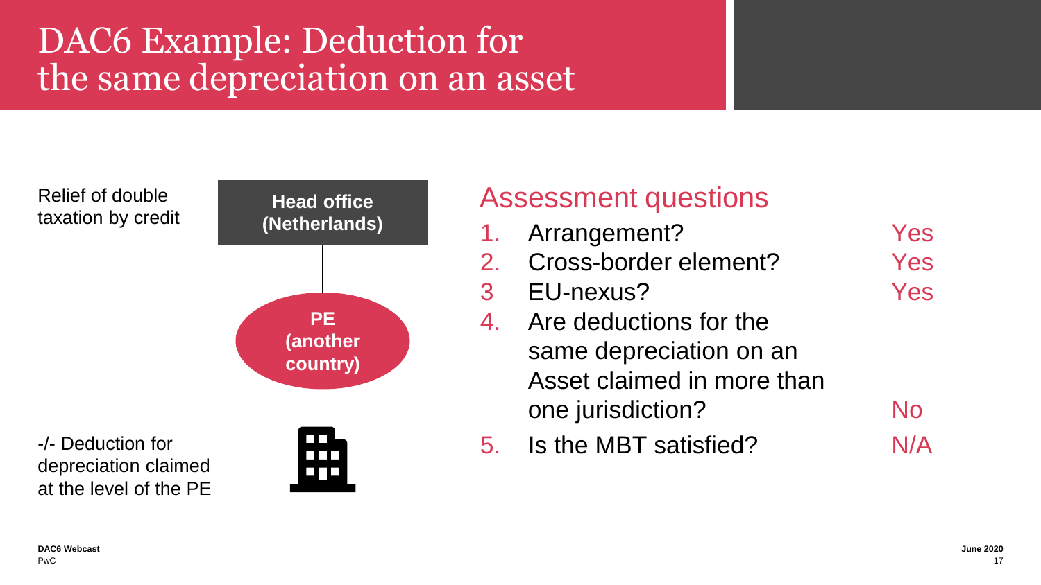# DAC6 Example: Deduction for the same depreciation on an asset

Relief of double taxation by credit

**Head office (Netherlands)**

**PE (another country)**

-/- Deduction for depreciation claimed at the level of the PE

## Assessment questions

| Question | Answer |
| --- | --- |
| 1. Arrangement? | Yes |
| 2. Cross-border element? | Yes |
| 3 EU-nexus? | Yes |
| 4. Are deductions for the same depreciation on an Asset claimed in more than one jurisdiction? | No |
| 5. Is the MBT satisfied? | N/A |

DAC6 Webcast
PwC

June 2020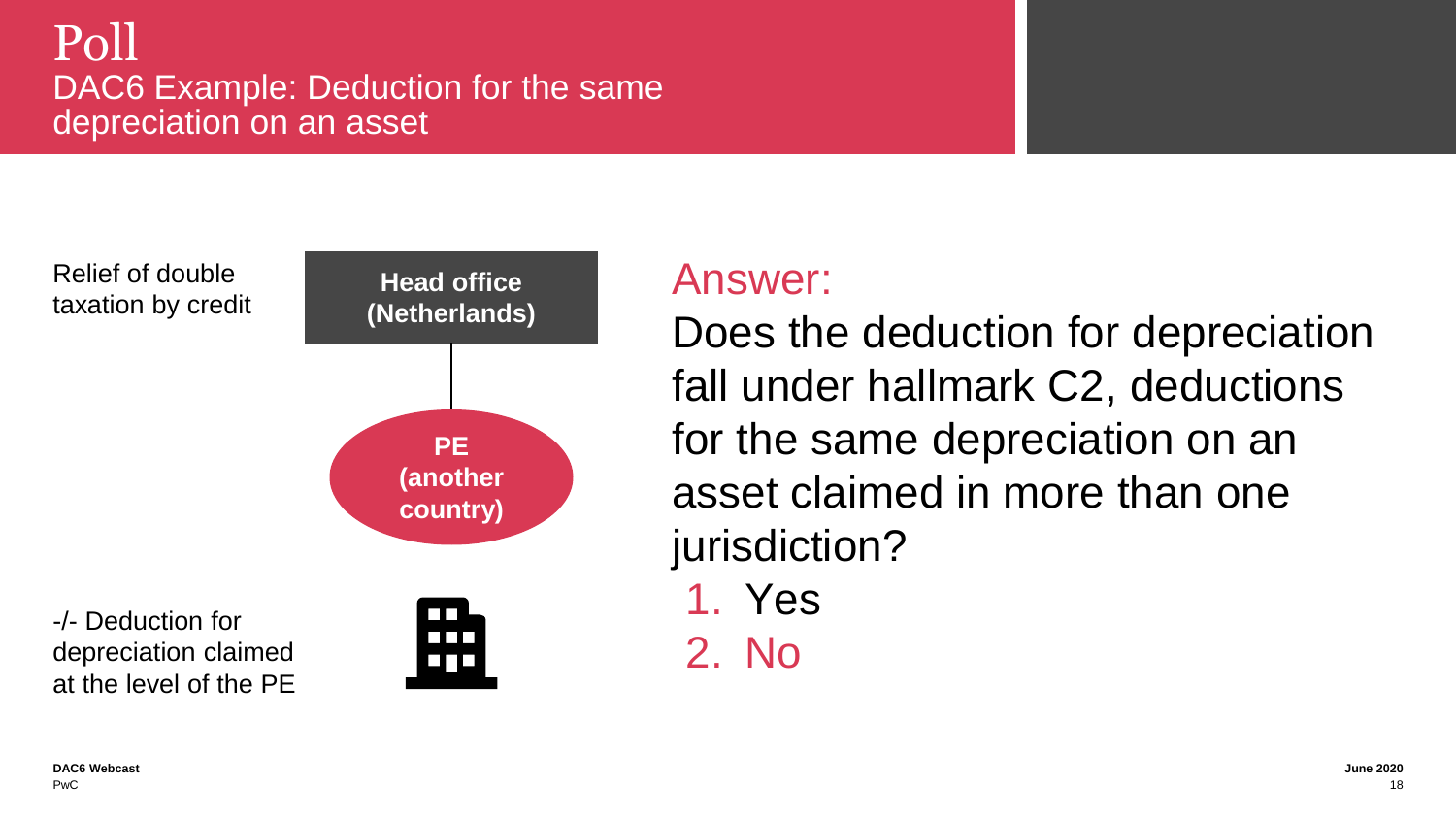# Poll

## DAC6 Example: Deduction for the same depreciation on an asset

Relief of double taxation by credit

**Head office (Netherlands)**

**PE (another country)**

-/- Deduction for depreciation claimed at the level of the PE

## Answer:

Does the deduction for depreciation fall under hallmark C2, deductions for the same depreciation on an asset claimed in more than one jurisdiction?

1. Yes
2. No

**DAC6 Webcast**
PwC

**June 2020**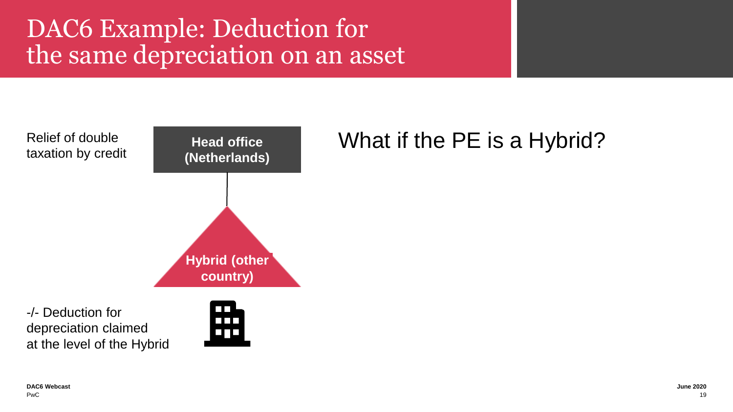# DAC6 Example: Deduction for the same depreciation on an asset

Relief of double taxation by credit

**Head office (Netherlands)**

**Hybrid (other country)**

-/- Deduction for depreciation claimed at the level of the Hybrid

What if the PE is a Hybrid?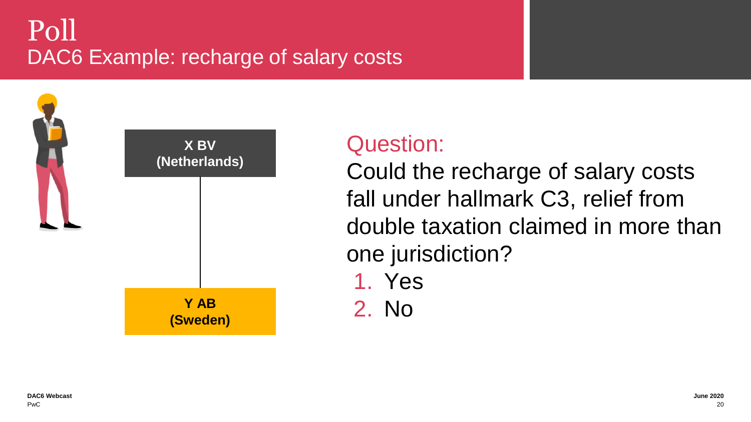# Poll

## DAC6 Example: recharge of salary costs

**X BV (Netherlands)**

**Y AB (Sweden)**

### Question:

Could the recharge of salary costs fall under hallmark C3, relief from double taxation claimed in more than one jurisdiction?

1. Yes
2. No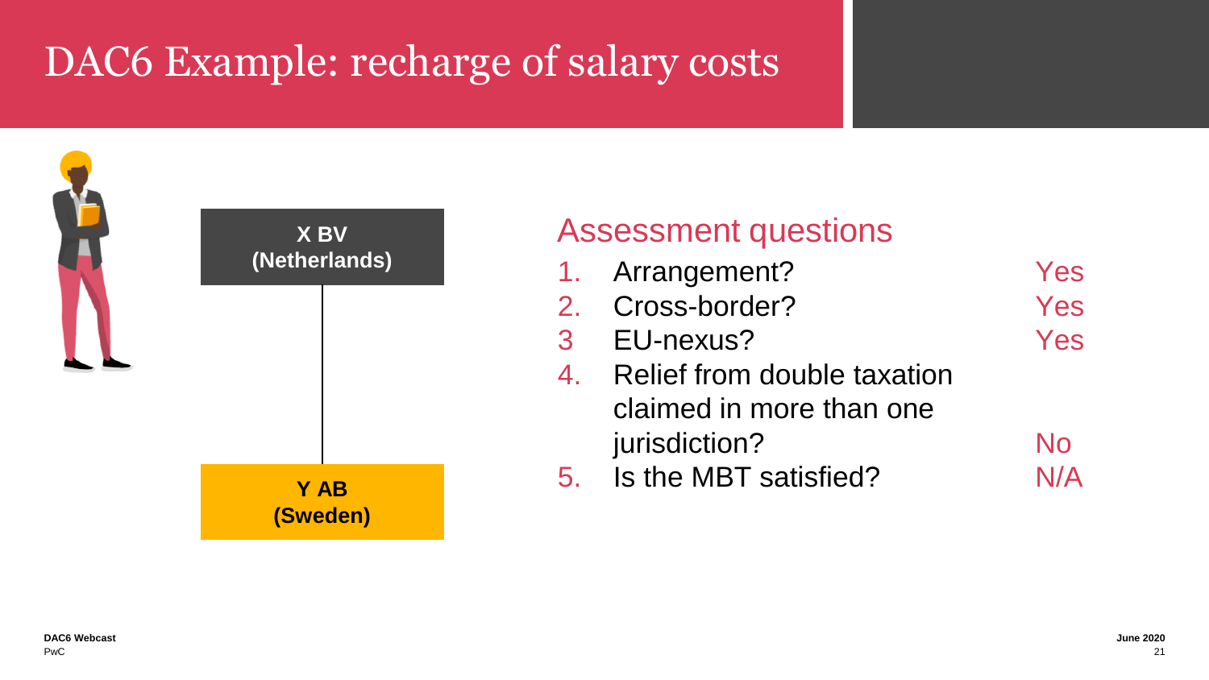# DAC6 Example: recharge of salary costs

**X BV (Netherlands)**

**Y AB (Sweden)**

## Assessment questions

| | Question | Answer |
|---|---|---|
| 1. | Arrangement? | Yes |
| 2. | Cross-border? | Yes |
| 3 | EU-nexus? | Yes |
| 4. | Relief from double taxation claimed in more than one jurisdiction? | No |
| 5. | Is the MBT satisfied? | N/A |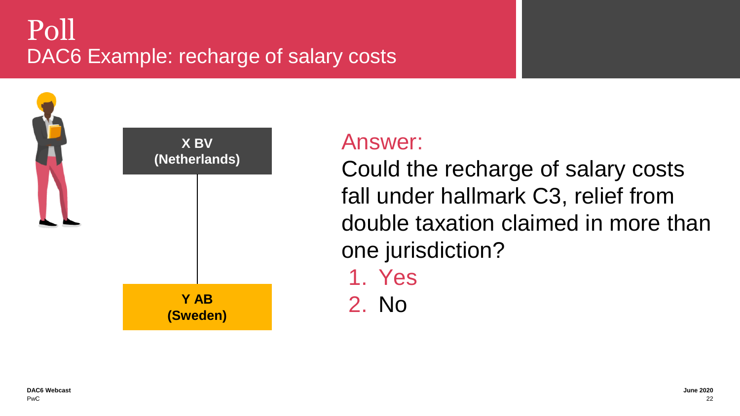# Poll

## DAC6 Example: recharge of salary costs

**X BV (Netherlands)**

**Y AB (Sweden)**

## Answer:

Could the recharge of salary costs fall under hallmark C3, relief from double taxation claimed in more than one jurisdiction?

1. Yes
2. No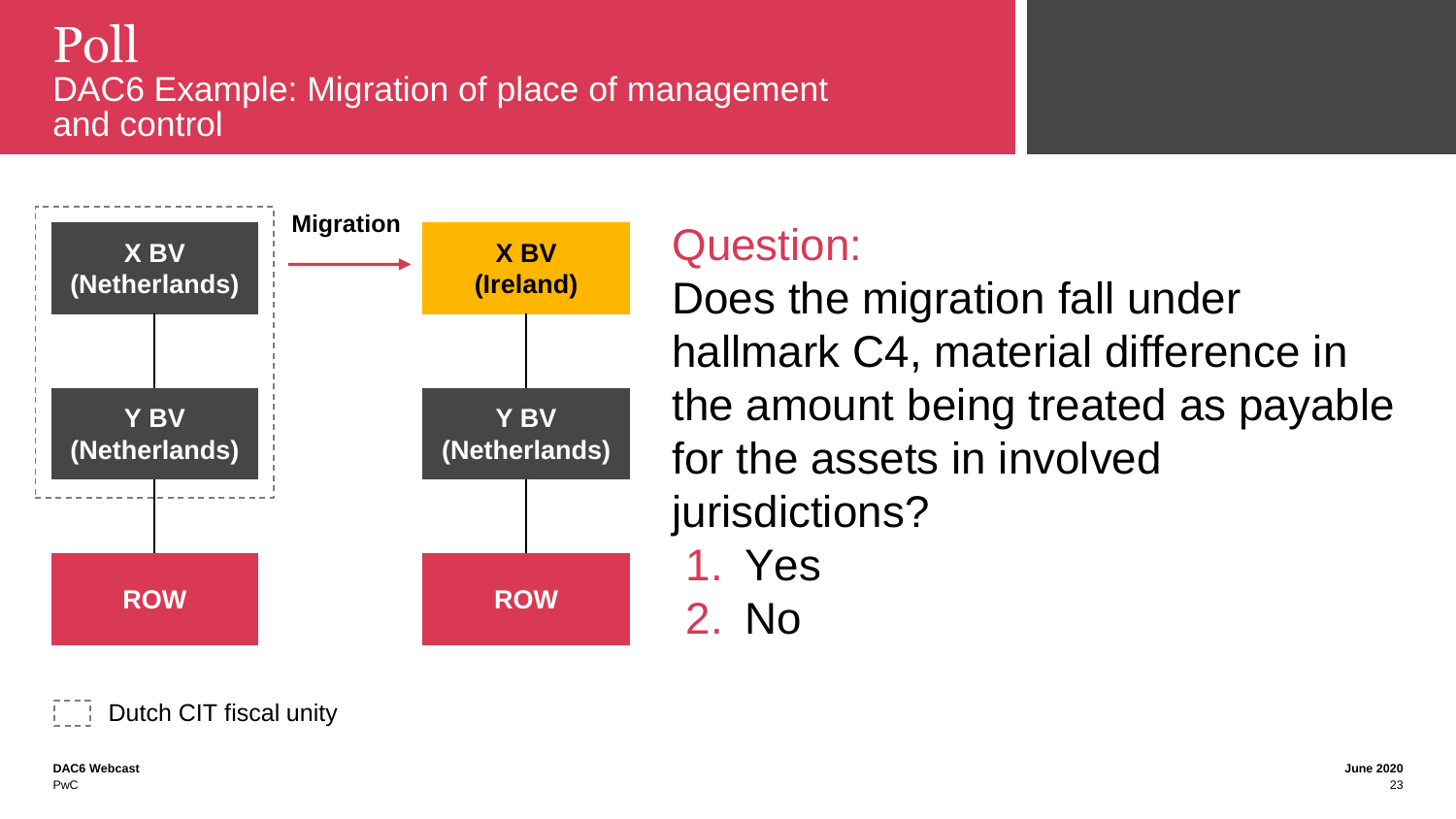# Poll

## DAC6 Example: Migration of place of management and control

X BV (Netherlands) → **Migration** → X BV (Ireland)

| Before migration | After migration |
|---|---|
| X BV (Netherlands) | X BV (Ireland) |
| Y BV (Netherlands) | Y BV (Netherlands) |
| ROW | ROW |

Dashed box: Dutch CIT fiscal unity (X BV (Netherlands) and Y BV (Netherlands), before migration)

### Question:

Does the migration fall under hallmark C4, material difference in the amount being treated as payable for the assets in involved jurisdictions?

1. Yes
2. No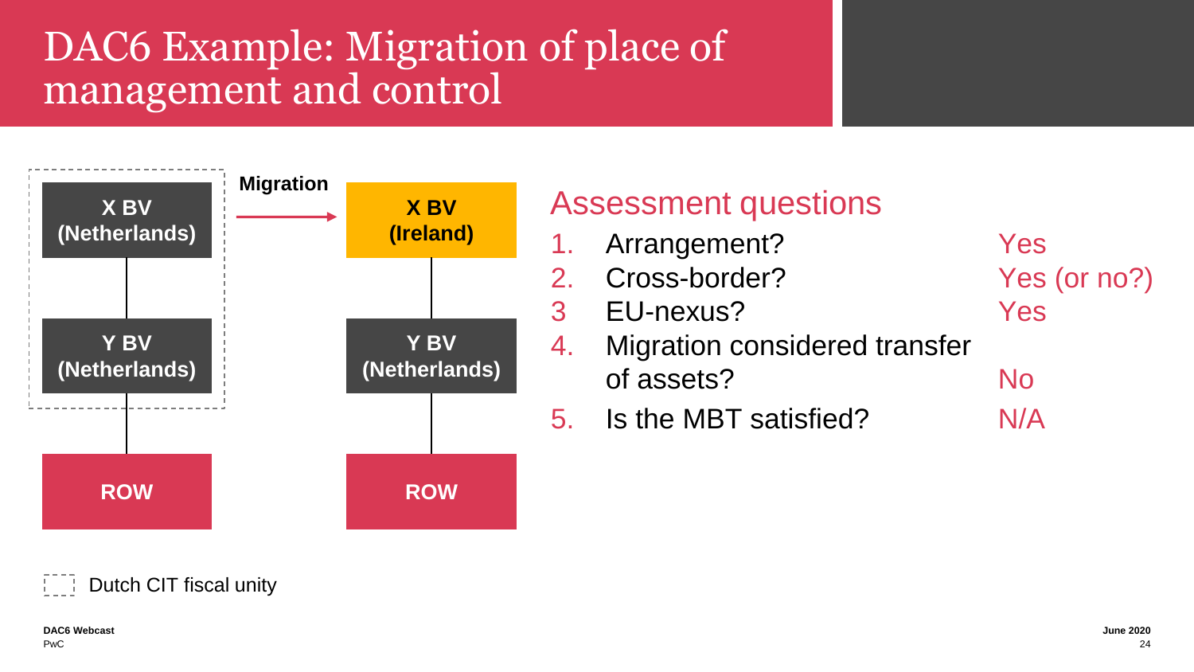# DAC6 Example: Migration of place of management and control

X BV (Netherlands) → Y BV (Netherlands) → ROW

**Migration** →

X BV (Ireland) → Y BV (Netherlands) → ROW

Dutch CIT fiscal unity

## Assessment questions

| | | |
|---|---|---|
| 1. | Arrangement? | Yes |
| 2. | Cross-border? | Yes (or no?) |
| 3 | EU-nexus? | Yes |
| 4. | Migration considered transfer of assets? | No |
| 5. | Is the MBT satisfied? | N/A |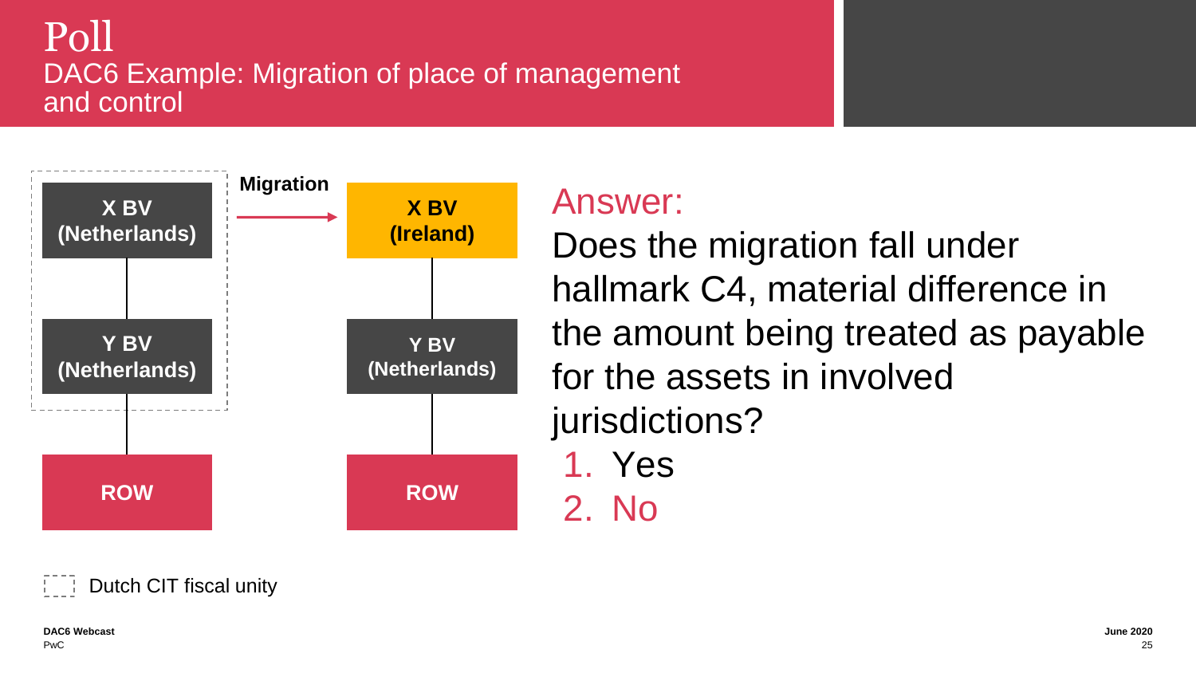# Poll

## DAC6 Example: Migration of place of management and control

**X BV (Netherlands)**

**Y BV (Netherlands)**

**ROW**

**Migration**

**X BV (Ireland)**

**Y BV (Netherlands)**

**ROW**

Dutch CIT fiscal unity

### Answer:

Does the migration fall under hallmark C4, material difference in the amount being treated as payable for the assets in involved jurisdictions?

1. Yes
2. No

**DAC6 Webcast**
PwC

**June 2020**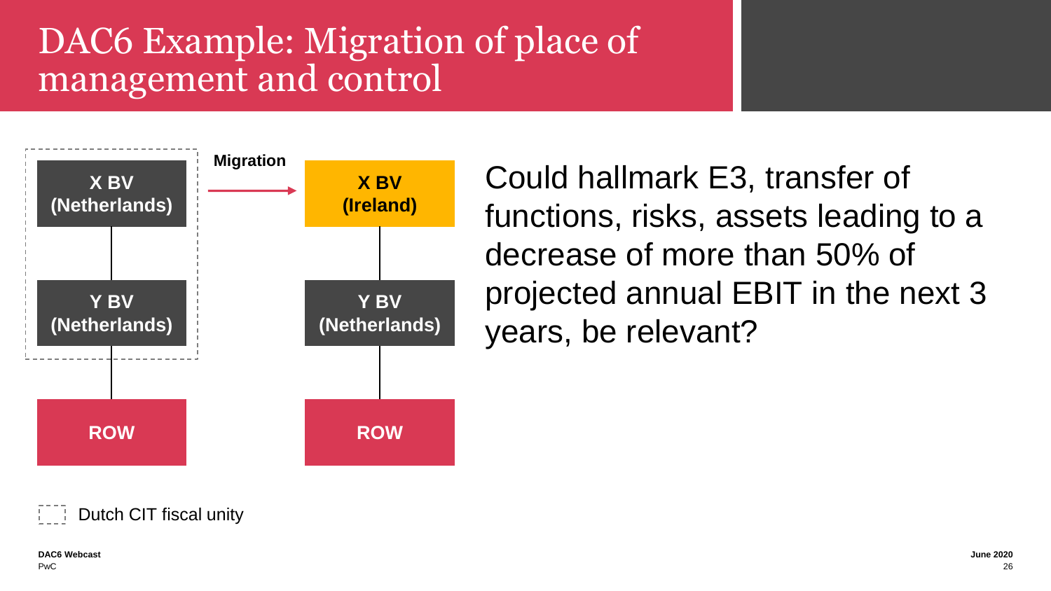# DAC6 Example: Migration of place of management and control

**X BV (Netherlands)**

**Y BV (Netherlands)**

**ROW**

**Migration**

**X BV (Ireland)**

**Y BV (Netherlands)**

**ROW**

Dutch CIT fiscal unity

Could hallmark E3, transfer of functions, risks, assets leading to a decrease of more than 50% of projected annual EBIT in the next 3 years, be relevant?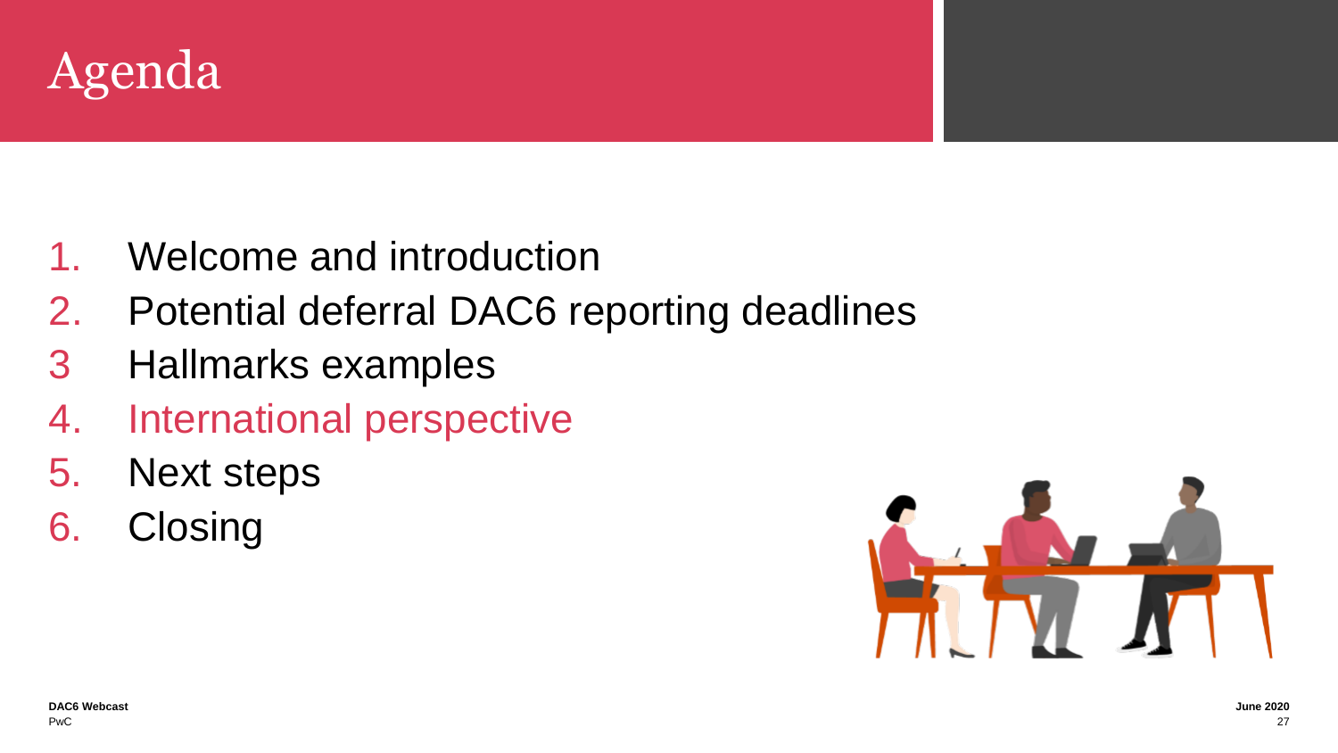# Agenda

1. Welcome and introduction
2. Potential deferral DAC6 reporting deadlines
3 Hallmarks examples
4. International perspective
5. Next steps
6. Closing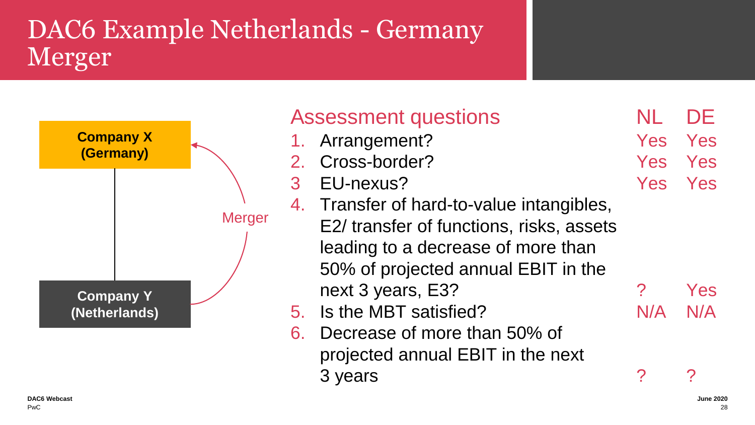# DAC6 Example Netherlands - Germany Merger

**Company X (Germany)**

Merger

**Company Y (Netherlands)**

| Assessment questions | NL | DE |
|---|---|---|
| 1. Arrangement? | Yes | Yes |
| 2. Cross-border? | Yes | Yes |
| 3 EU-nexus? | Yes | Yes |
| 4. Transfer of hard-to-value intangibles, E2/ transfer of functions, risks, assets leading to a decrease of more than 50% of projected annual EBIT in the next 3 years, E3? | ? | Yes |
| 5. Is the MBT satisfied? | N/A | N/A |
| 6. Decrease of more than 50% of projected annual EBIT in the next 3 years | ? | ? |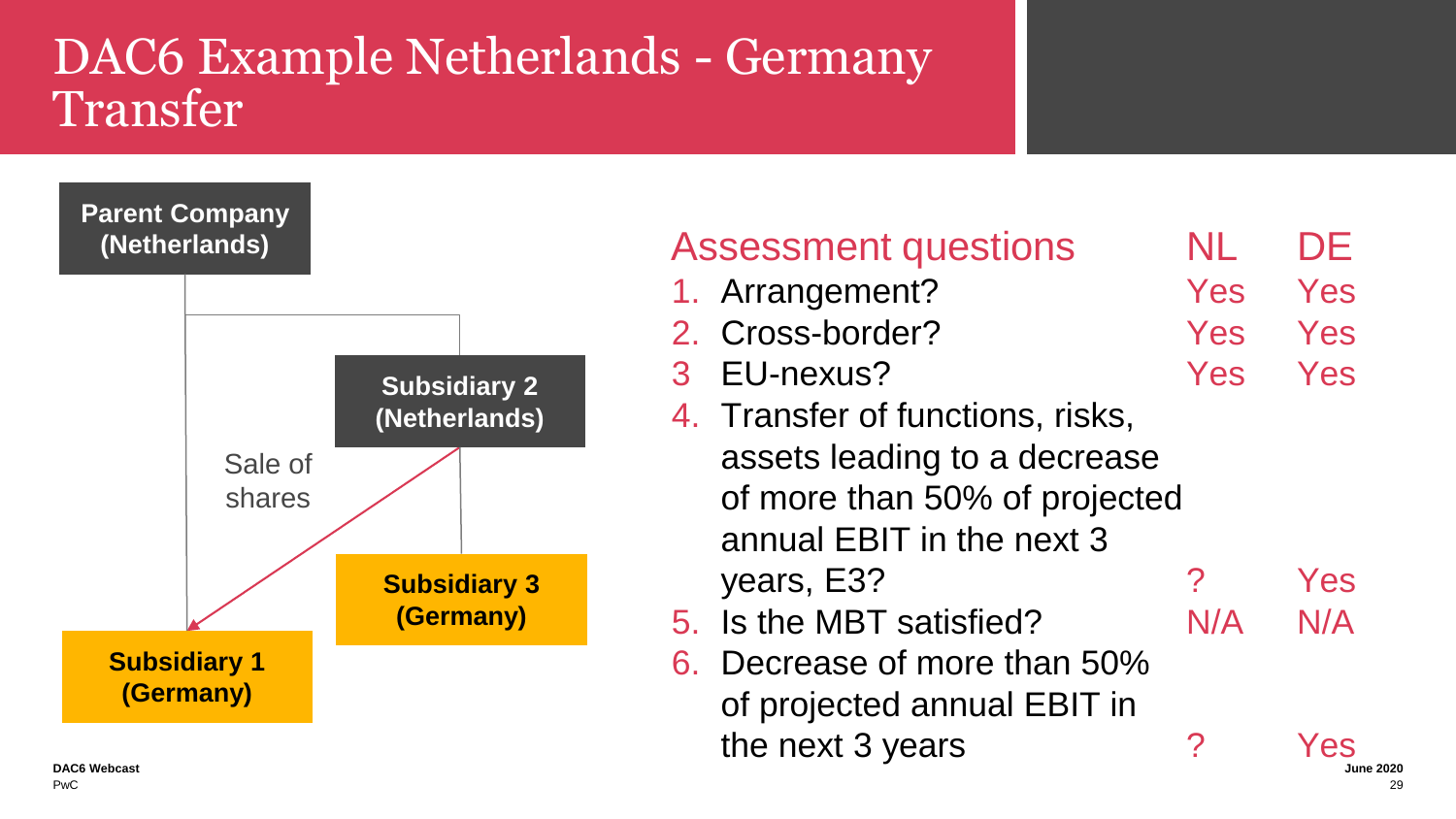# DAC6 Example Netherlands - Germany Transfer

**Parent Company (Netherlands)**

**Subsidiary 2 (Netherlands)**

Sale of shares

**Subsidiary 3 (Germany)**

**Subsidiary 1 (Germany)**

| Assessment questions | NL | DE |
| --- | --- | --- |
| 1. Arrangement? | Yes | Yes |
| 2. Cross-border? | Yes | Yes |
| 3 EU-nexus? | Yes | Yes |
| 4. Transfer of functions, risks, assets leading to a decrease of more than 50% of projected annual EBIT in the next 3 years, E3? | ? | Yes |
| 5. Is the MBT satisfied? | N/A | N/A |
| 6. Decrease of more than 50% of projected annual EBIT in the next 3 years | ? | Yes |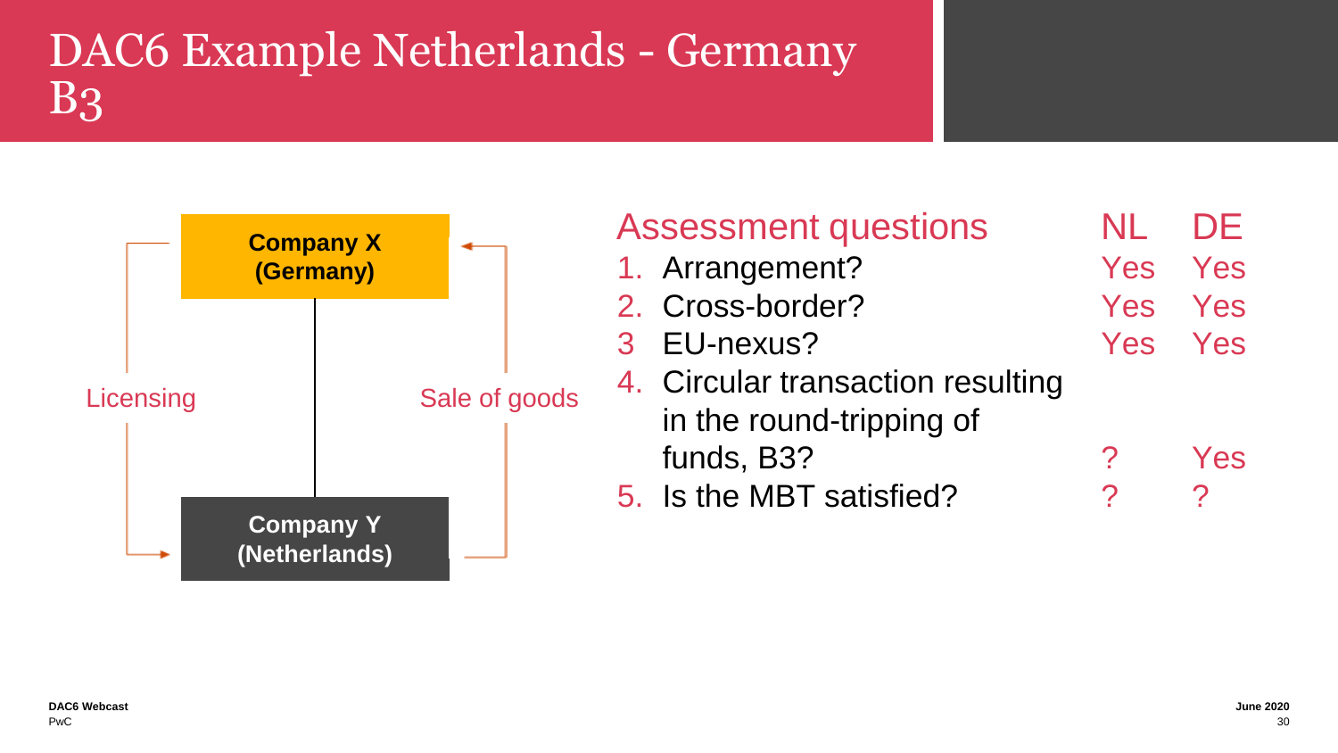# DAC6 Example Netherlands - Germany B3

**Company X (Germany)**

**Company Y (Netherlands)**

Licensing

Sale of goods

| Assessment questions | NL | DE |
| --- | --- | --- |
| 1. Arrangement? | Yes | Yes |
| 2. Cross-border? | Yes | Yes |
| 3 EU-nexus? | Yes | Yes |
| 4. Circular transaction resulting in the round-tripping of funds, B3? | ? | Yes |
| 5. Is the MBT satisfied? | ? | ? |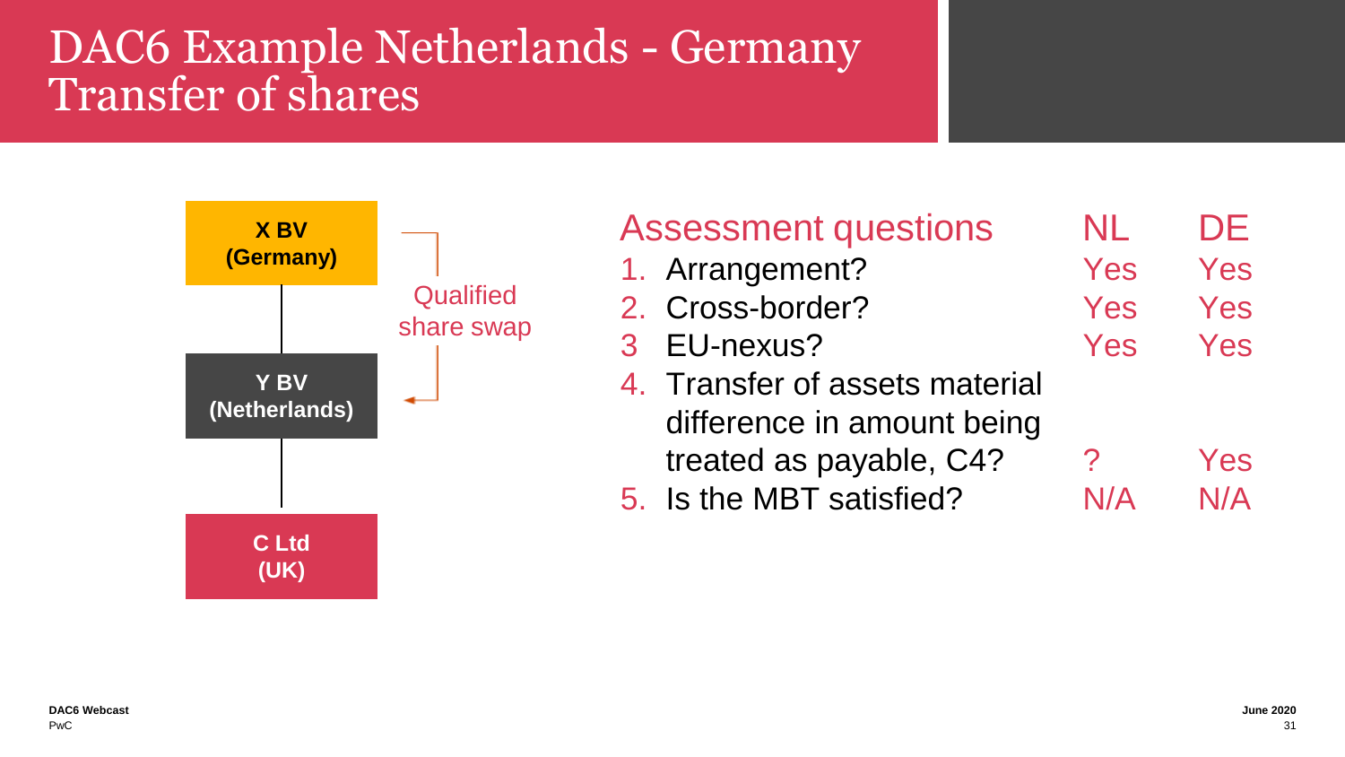# DAC6 Example Netherlands - Germany
## Transfer of shares

**X BV (Germany)**

**Y BV (Netherlands)**

**C Ltd (UK)**

Qualified share swap

| Assessment questions | NL | DE |
|---|---|---|
| 1. Arrangement? | Yes | Yes |
| 2. Cross-border? | Yes | Yes |
| 3 EU-nexus? | Yes | Yes |
| 4. Transfer of assets material difference in amount being treated as payable, C4? | ? | Yes |
| 5. Is the MBT satisfied? | N/A | N/A |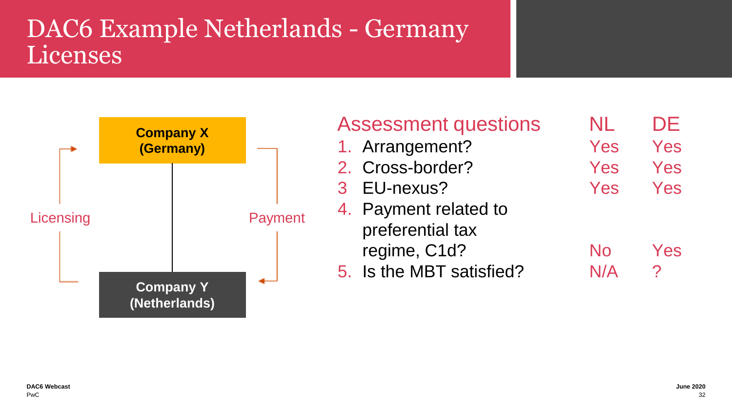# DAC6 Example Netherlands - Germany Licenses

**Company X (Germany)**

**Company Y (Netherlands)**

Licensing

Payment

| Assessment questions | NL | DE |
|---|---|---|
| 1. Arrangement? | Yes | Yes |
| 2. Cross-border? | Yes | Yes |
| 3 EU-nexus? | Yes | Yes |
| 4. Payment related to preferential tax regime, C1d? | No | Yes |
| 5. Is the MBT satisfied? | N/A | ? |

DAC6 Webcast
PwC

June 2020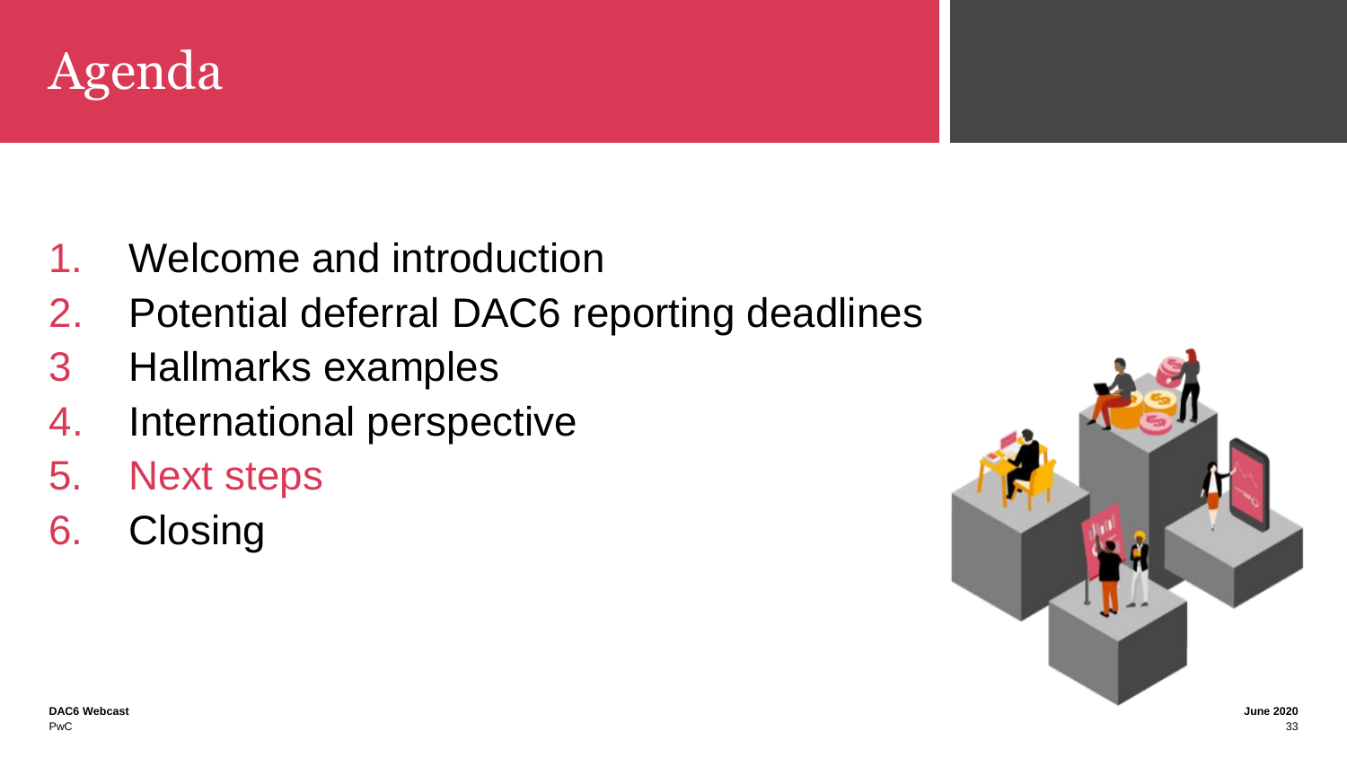# Agenda

1. Welcome and introduction
2. Potential deferral DAC6 reporting deadlines
3 Hallmarks examples
4. International perspective
5. Next steps
6. Closing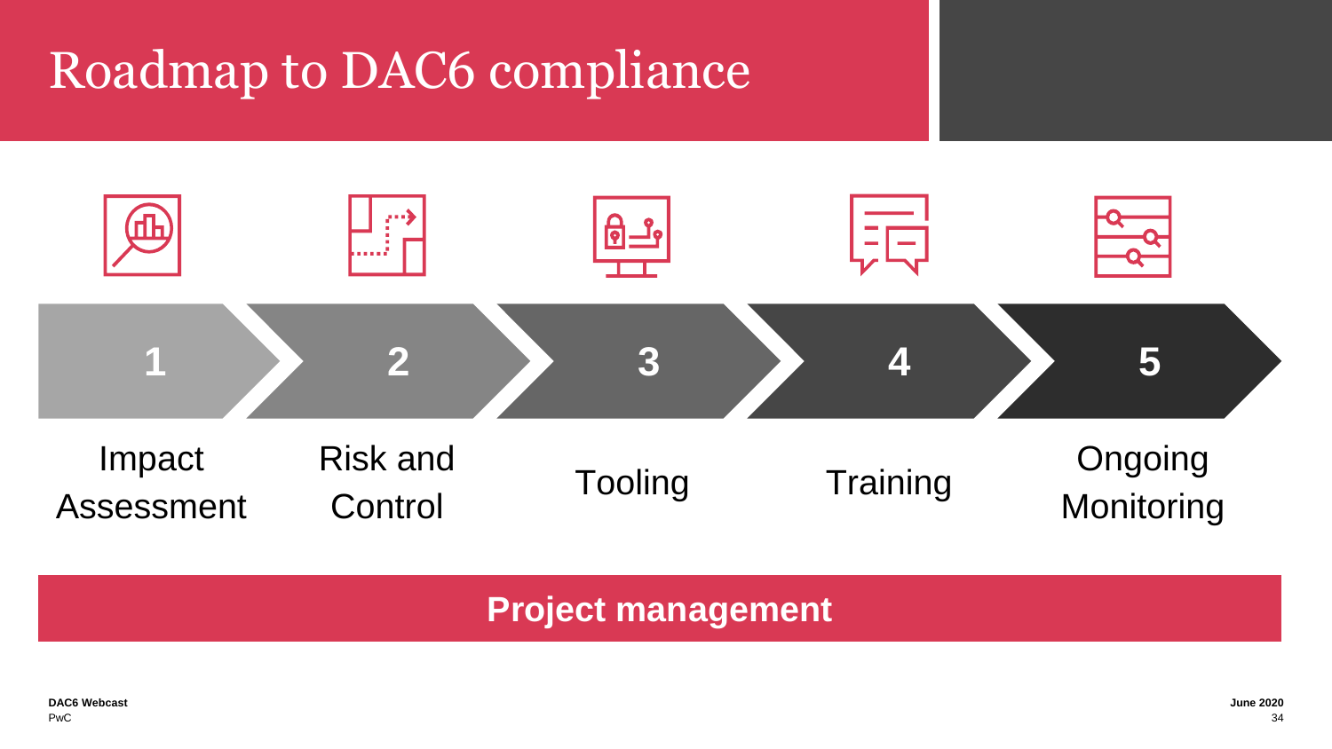# Roadmap to DAC6 compliance

1. Impact Assessment
2. Risk and Control
3. Tooling
4. Training
5. Ongoing Monitoring

**Project management**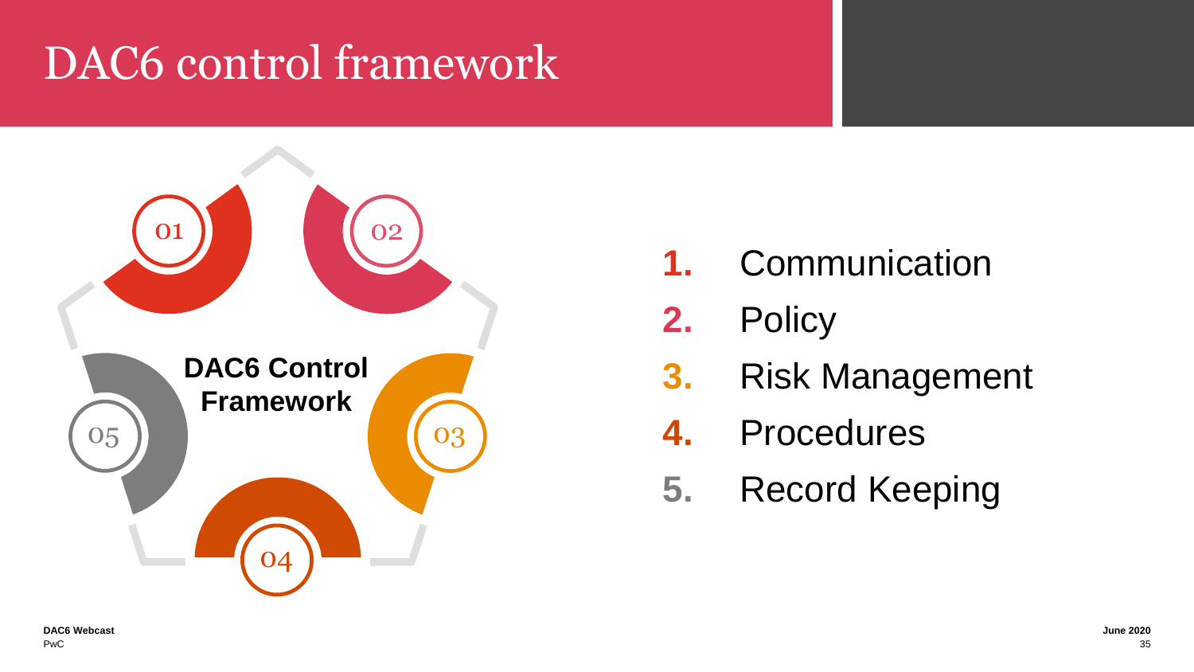# DAC6 control framework

**DAC6 Control Framework**

01 02 03 04 05

1. Communication
2. Policy
3. Risk Management
4. Procedures
5. Record Keeping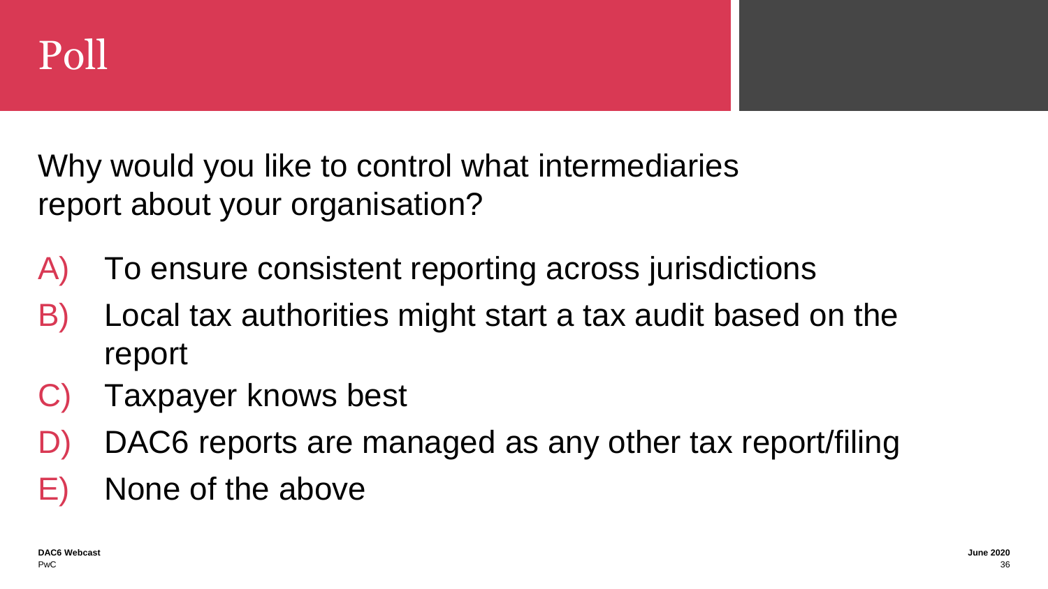# Poll

Why would you like to control what intermediaries report about your organisation?

A) To ensure consistent reporting across jurisdictions
B) Local tax authorities might start a tax audit based on the report
C) Taxpayer knows best
D) DAC6 reports are managed as any other tax report/filing
E) None of the above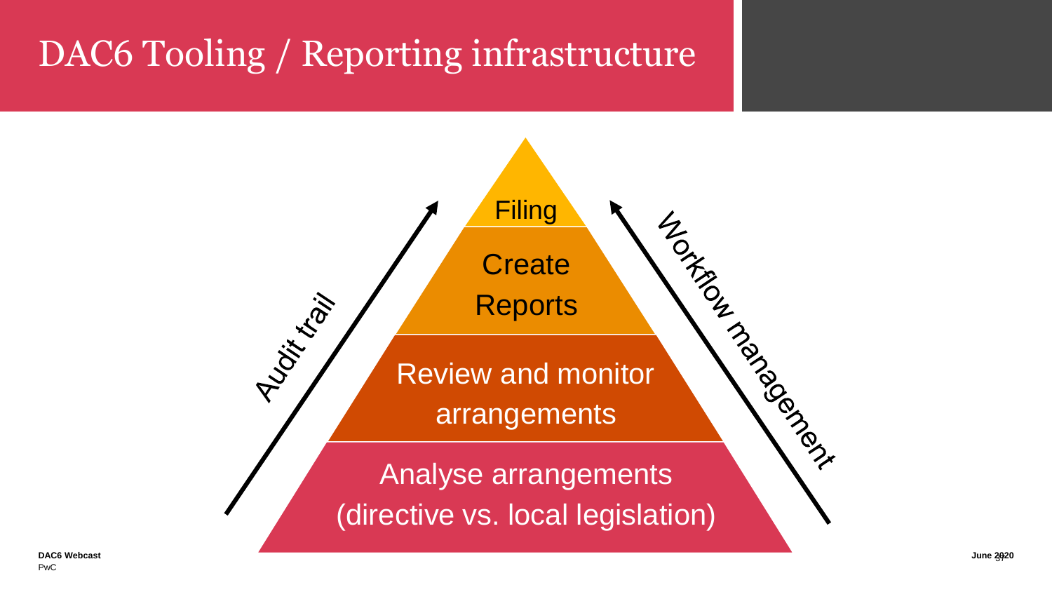# DAC6 Tooling / Reporting infrastructure

- Filing
- Create Reports
- Review and monitor arrangements
- Analyse arrangements (directive vs. local legislation)

Audit trail

Workflow management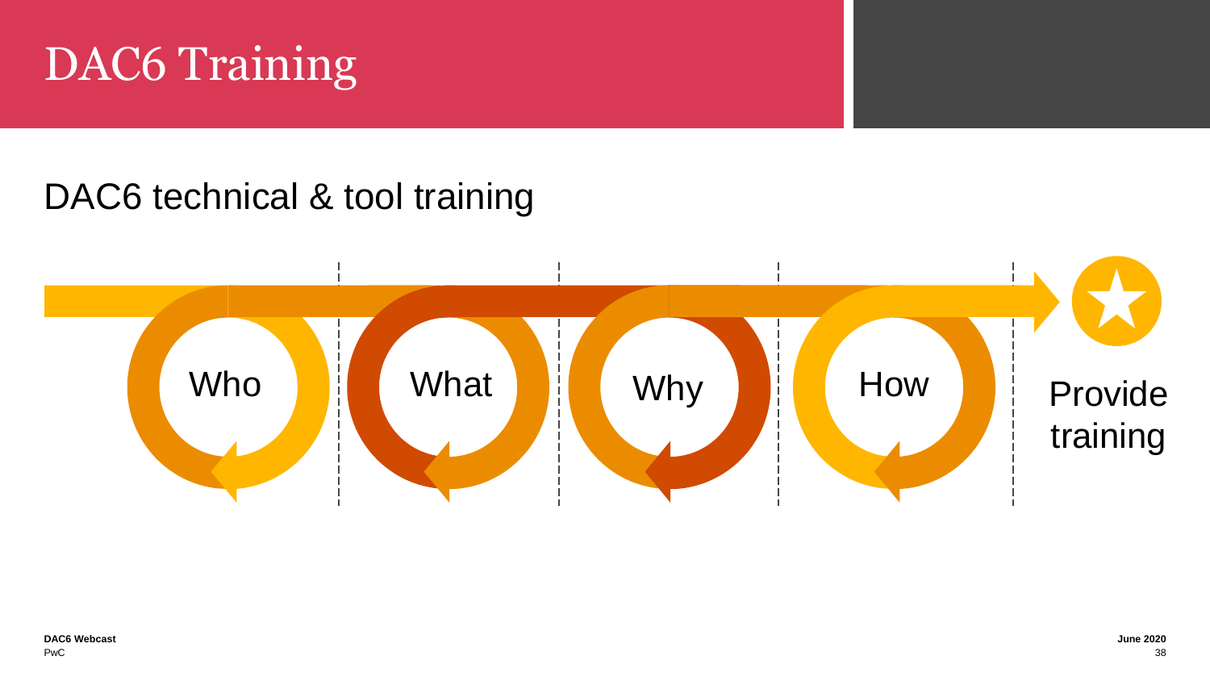# DAC6 Training

## DAC6 technical & tool training

Who

What

Why

How

Provide training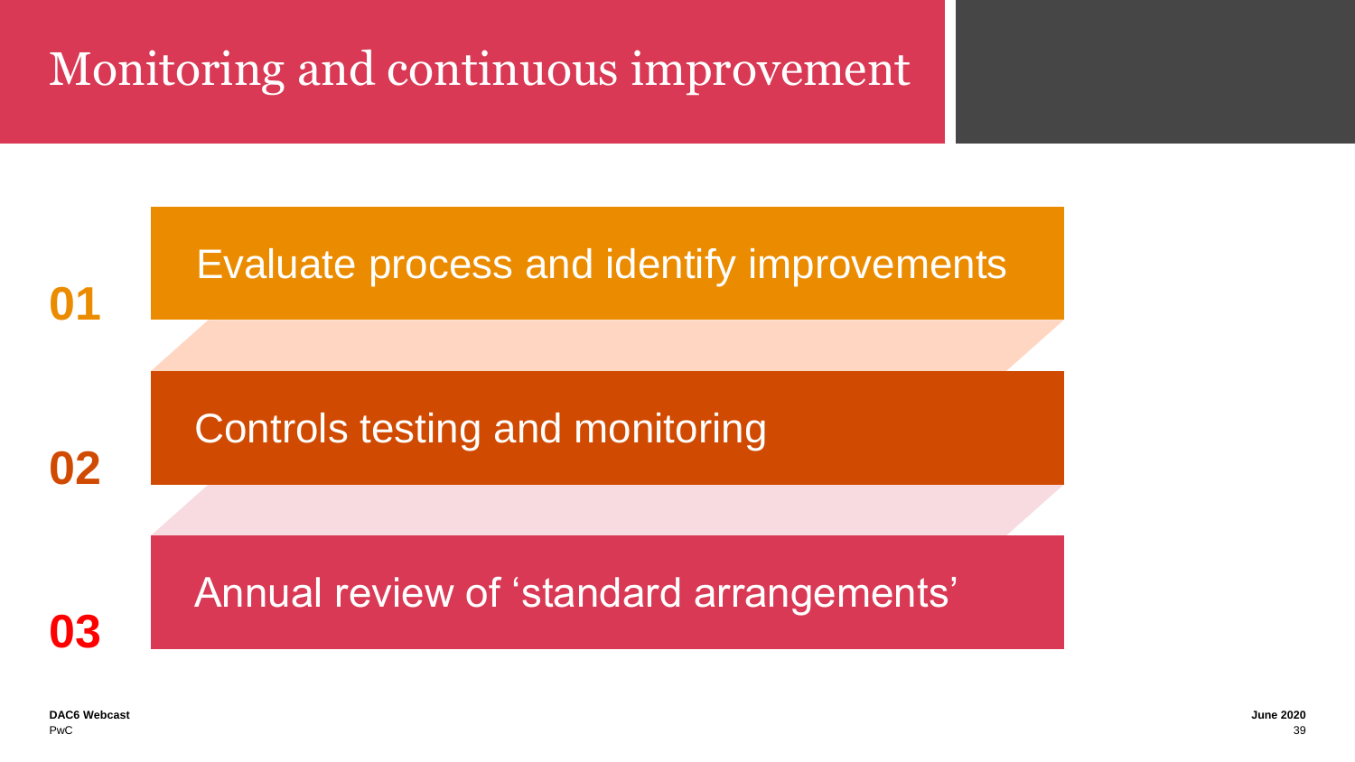# Monitoring and continuous improvement

**01** Evaluate process and identify improvements

**02** Controls testing and monitoring

**03** Annual review of ‘standard arrangements’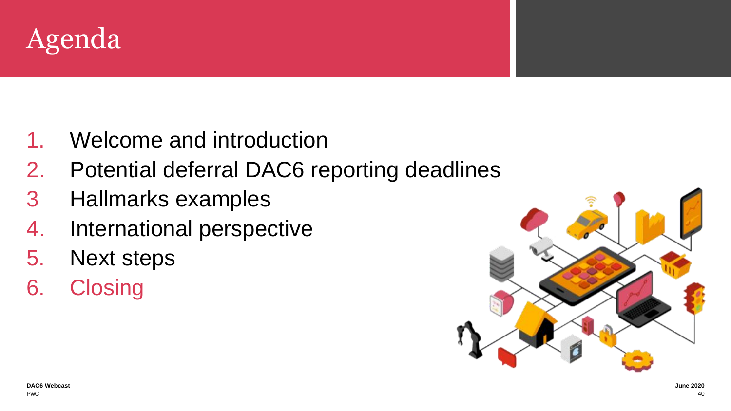# Agenda

1. Welcome and introduction
2. Potential deferral DAC6 reporting deadlines
3 Hallmarks examples
4. International perspective
5. Next steps
6. Closing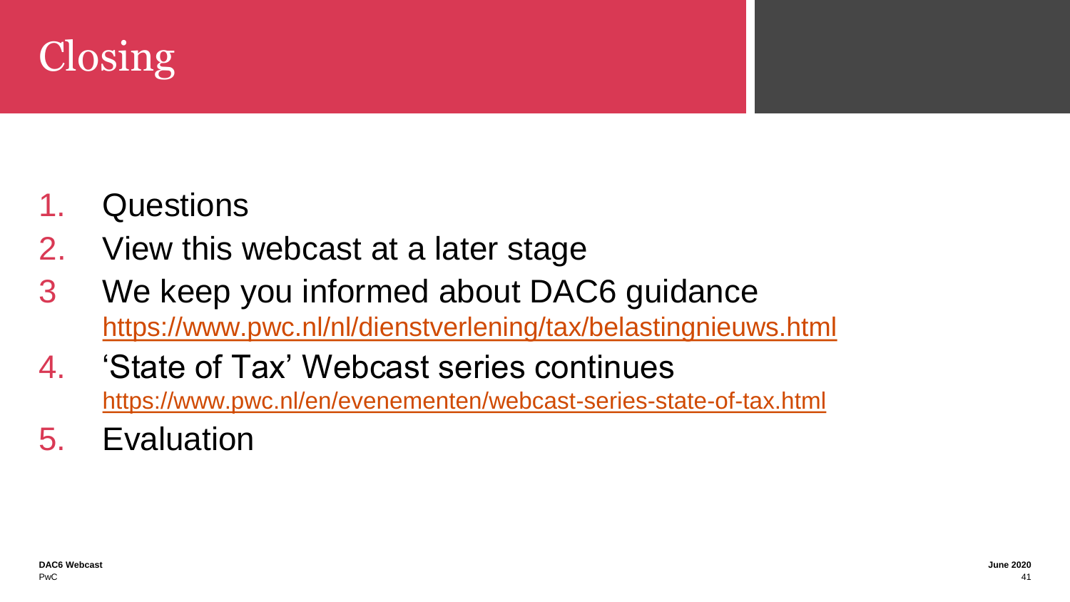# Closing

1. Questions
2. View this webcast at a later stage
3. We keep you informed about DAC6 guidance
   https://www.pwc.nl/nl/dienstverlening/tax/belastingnieuws.html
4. 'State of Tax' Webcast series continues
   https://www.pwc.nl/en/evenementen/webcast-series-state-of-tax.html
5. Evaluation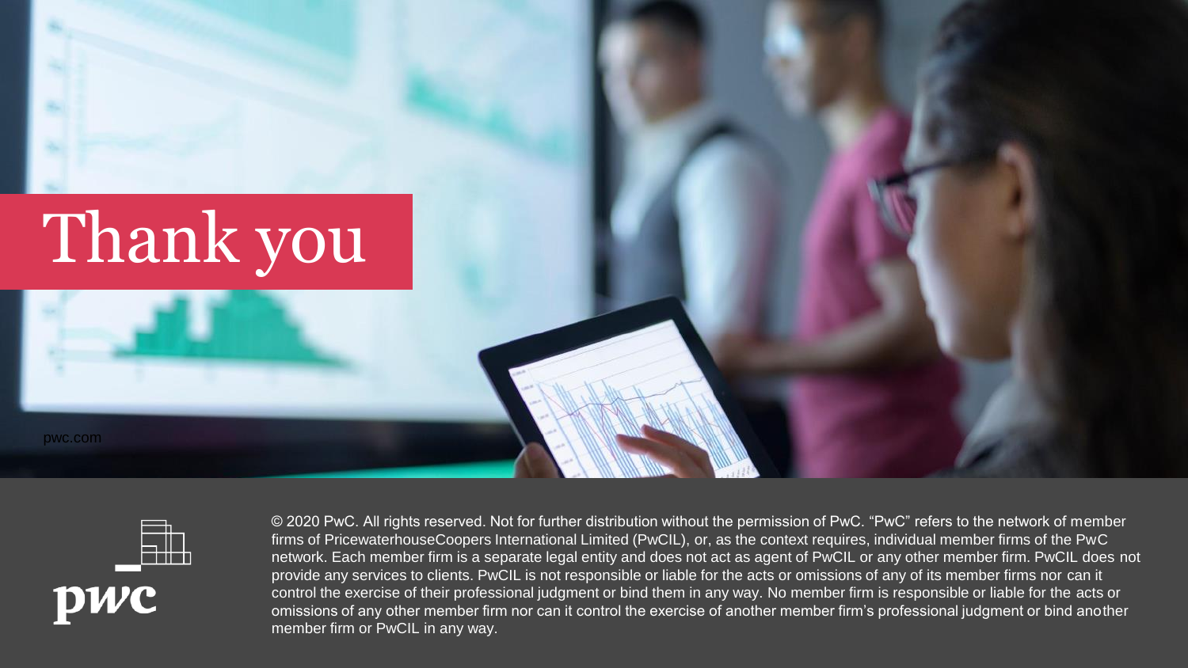# Thank you

pwc.com

© 2020 PwC. All rights reserved. Not for further distribution without the permission of PwC. “PwC” refers to the network of member firms of PricewaterhouseCoopers International Limited (PwCIL), or, as the context requires, individual member firms of the PwC network. Each member firm is a separate legal entity and does not act as agent of PwCIL or any other member firm. PwCIL does not provide any services to clients. PwCIL is not responsible or liable for the acts or omissions of any of its member firms nor can it control the exercise of their professional judgment or bind them in any way. No member firm is responsible or liable for the acts or omissions of any other member firm nor can it control the exercise of another member firm’s professional judgment or bind another member firm or PwCIL in any way.